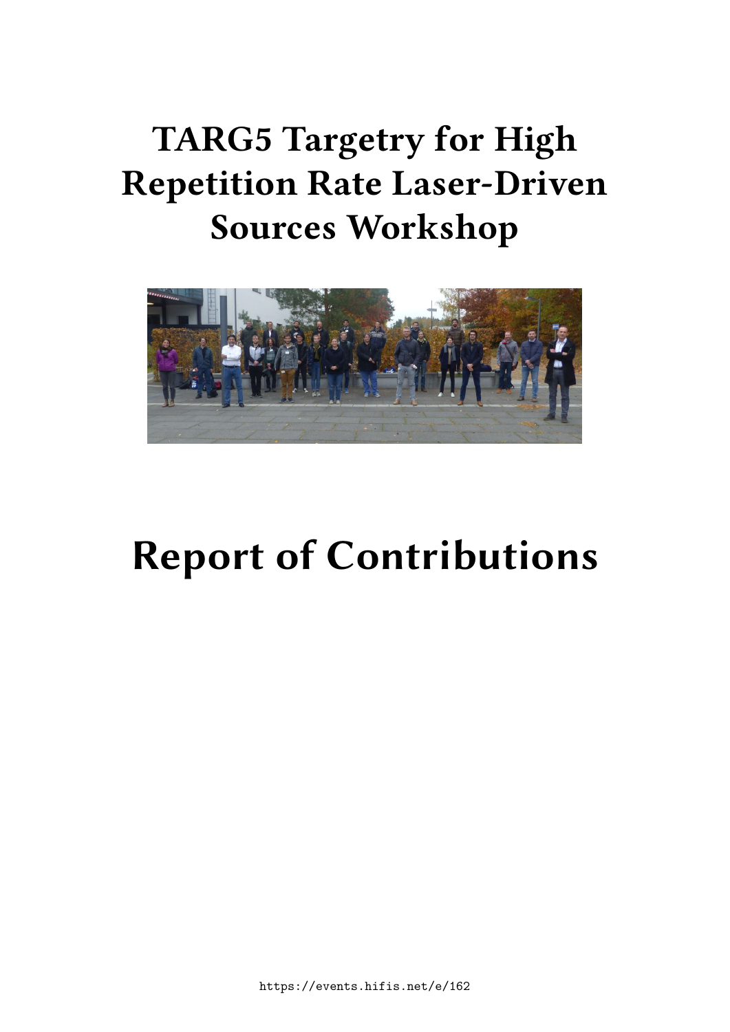# TARG5 Targetry for High Repetition Rate Laser-Driven Sources Workshop

# Report of Contributions

https://events.hifis.net/e/162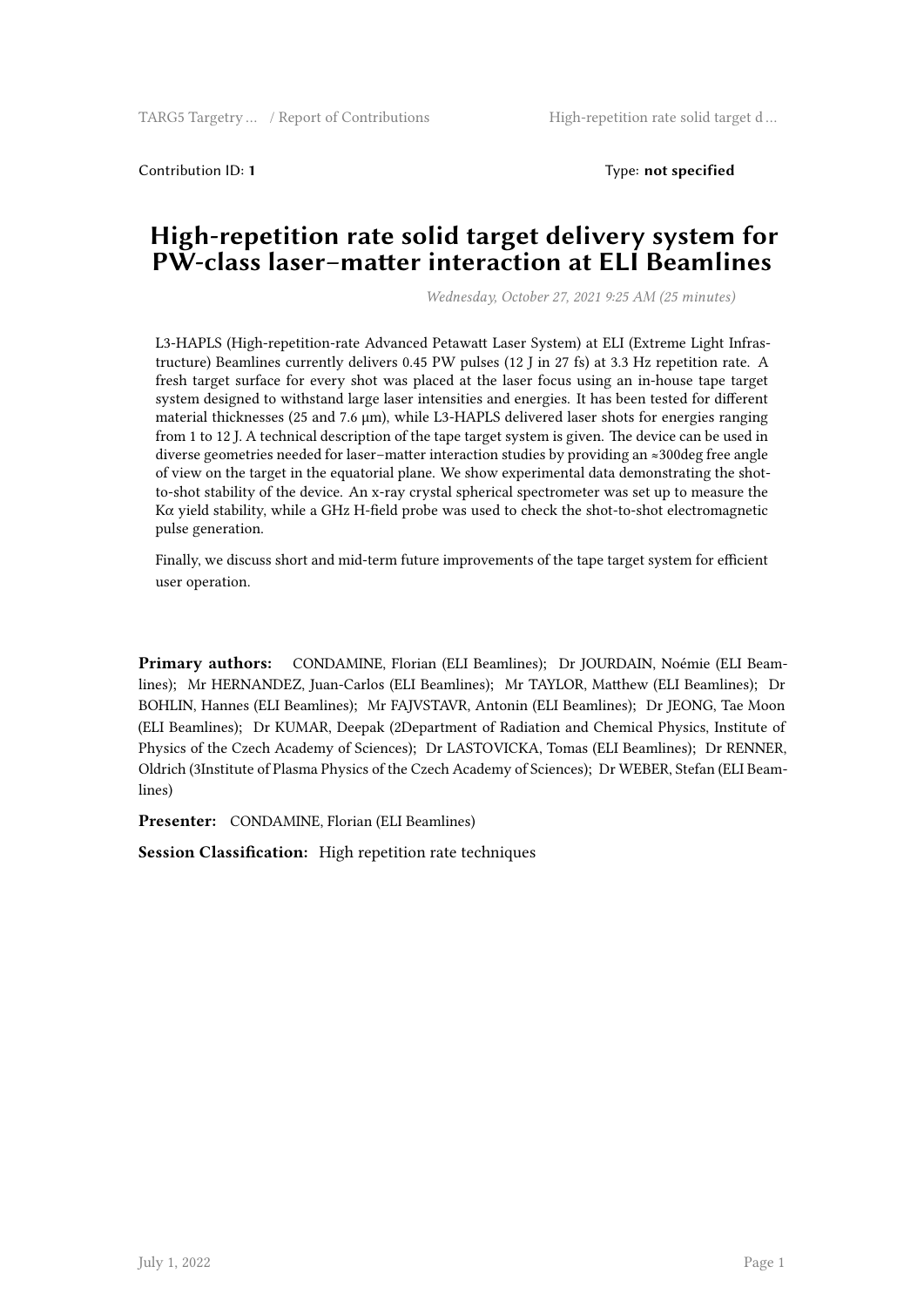Contribution ID: **1** Type: **not specified**

# High-repetition rate solid target delivery system for PW-class laser–matter interaction at ELI Beamlines

*Wednesday, October 27, 2021 9:25 AM (25 minutes)*

L3-HAPLS (High-repetition-rate Advanced Petawatt Laser System) at ELI (Extreme Light Infrastructure) Beamlines currently delivers 0.45 PW pulses (12 J in 27 fs) at 3.3 Hz repetition rate. A fresh target surface for every shot was placed at the laser focus using an in-house tape target system designed to withstand large laser intensities and energies. It has been tested for different material thicknesses (25 and 7.6 μm), while L3-HAPLS delivered laser shots for energies ranging from 1 to 12 J. A technical description of the tape target system is given. The device can be used in diverse geometries needed for laser–matter interaction studies by providing an ≈300deg free angle of view on the target in the equatorial plane. We show experimental data demonstrating the shot-to-shot stability of the device. An x-ray crystal spherical spectrometer was set up to measure the Kα yield stability, while a GHz H-field probe was used to check the shot-to-shot electromagnetic pulse generation.

Finally, we discuss short and mid-term future improvements of the tape target system for efficient user operation.

**Primary authors:** CONDAMINE, Florian (ELI Beamlines); Dr JOURDAIN, Noémie (ELI Beamlines); Mr HERNANDEZ, Juan-Carlos (ELI Beamlines); Mr TAYLOR, Matthew (ELI Beamlines); Dr BOHLIN, Hannes (ELI Beamlines); Mr FAJVSTAVR, Antonin (ELI Beamlines); Dr JEONG, Tae Moon (ELI Beamlines); Dr KUMAR, Deepak (2Department of Radiation and Chemical Physics, Institute of Physics of the Czech Academy of Sciences); Dr LASTOVICKA, Tomas (ELI Beamlines); Dr RENNER, Oldrich (3Institute of Plasma Physics of the Czech Academy of Sciences); Dr WEBER, Stefan (ELI Beamlines)

**Presenter:** CONDAMINE, Florian (ELI Beamlines)

**Session Classification:** High repetition rate techniques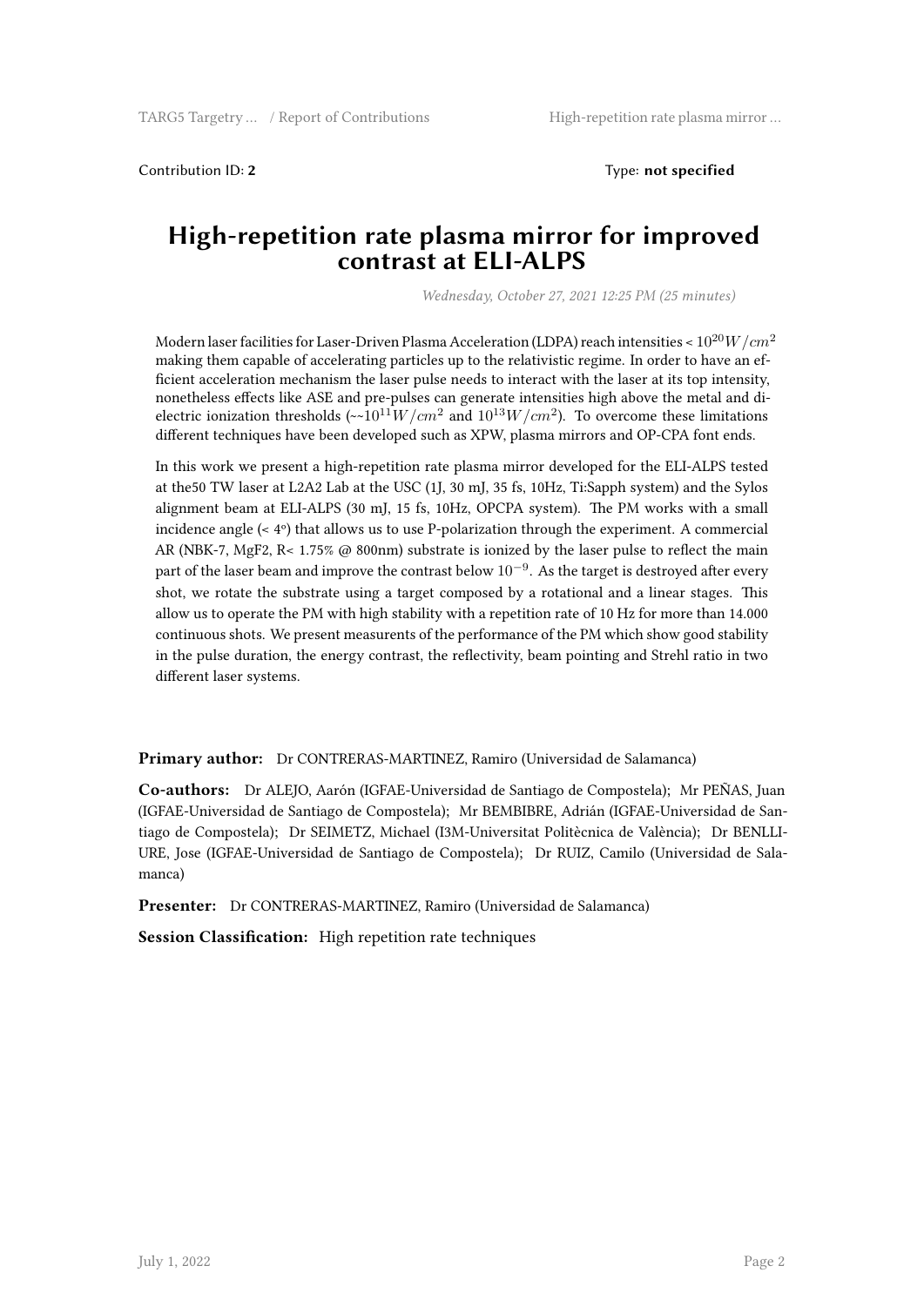Contribution ID: **2** Type: **not specified**

# High-repetition rate plasma mirror for improved contrast at ELI-ALPS

*Wednesday, October 27, 2021 12:25 PM (25 minutes)*

Modern laser facilities for Laser-Driven Plasma Acceleration (LDPA) reach intensities < $10^{20} W/cm^2$ making them capable of accelerating particles up to the relativistic regime. In order to have an efficient acceleration mechanism the laser pulse needs to interact with the laser at its top intensity, nonetheless effects like ASE and pre-pulses can generate intensities high above the metal and dielectric ionization thresholds (~~$10^{11} W/cm^2$ and $10^{13} W/cm^2$). To overcome these limitations different techniques have been developed such as XPW, plasma mirrors and OP-CPA font ends.

In this work we present a high-repetition rate plasma mirror developed for the ELI-ALPS tested at the50 TW laser at L2A2 Lab at the USC (1J, 30 mJ, 35 fs, 10Hz, Ti:Sapph system) and the Sylos alignment beam at ELI-ALPS (30 mJ, 15 fs, 10Hz, OPCPA system). The PM works with a small incidence angle (< 4º) that allows us to use P-polarization through the experiment. A commercial AR (NBK-7, MgF2, R< 1.75% @ 800nm) substrate is ionized by the laser pulse to reflect the main part of the laser beam and improve the contrast below $10^{-9}$. As the target is destroyed after every shot, we rotate the substrate using a target composed by a rotational and a linear stages. This allow us to operate the PM with high stability with a repetition rate of 10 Hz for more than 14.000 continuous shots. We present measurents of the performance of the PM which show good stability in the pulse duration, the energy contrast, the reflectivity, beam pointing and Strehl ratio in two different laser systems.

**Primary author:** Dr CONTRERAS-MARTINEZ, Ramiro (Universidad de Salamanca)

**Co-authors:** Dr ALEJO, Aarón (IGFAE-Universidad de Santiago de Compostela); Mr PEÑAS, Juan (IGFAE-Universidad de Santiago de Compostela); Mr BEMBIBRE, Adrián (IGFAE-Universidad de Santiago de Compostela); Dr SEIMETZ, Michael (I3M-Universitat Politècnica de València); Dr BENLLIURE, Jose (IGFAE-Universidad de Santiago de Compostela); Dr RUIZ, Camilo (Universidad de Salamanca)

**Presenter:** Dr CONTRERAS-MARTINEZ, Ramiro (Universidad de Salamanca)

**Session Classification:** High repetition rate techniques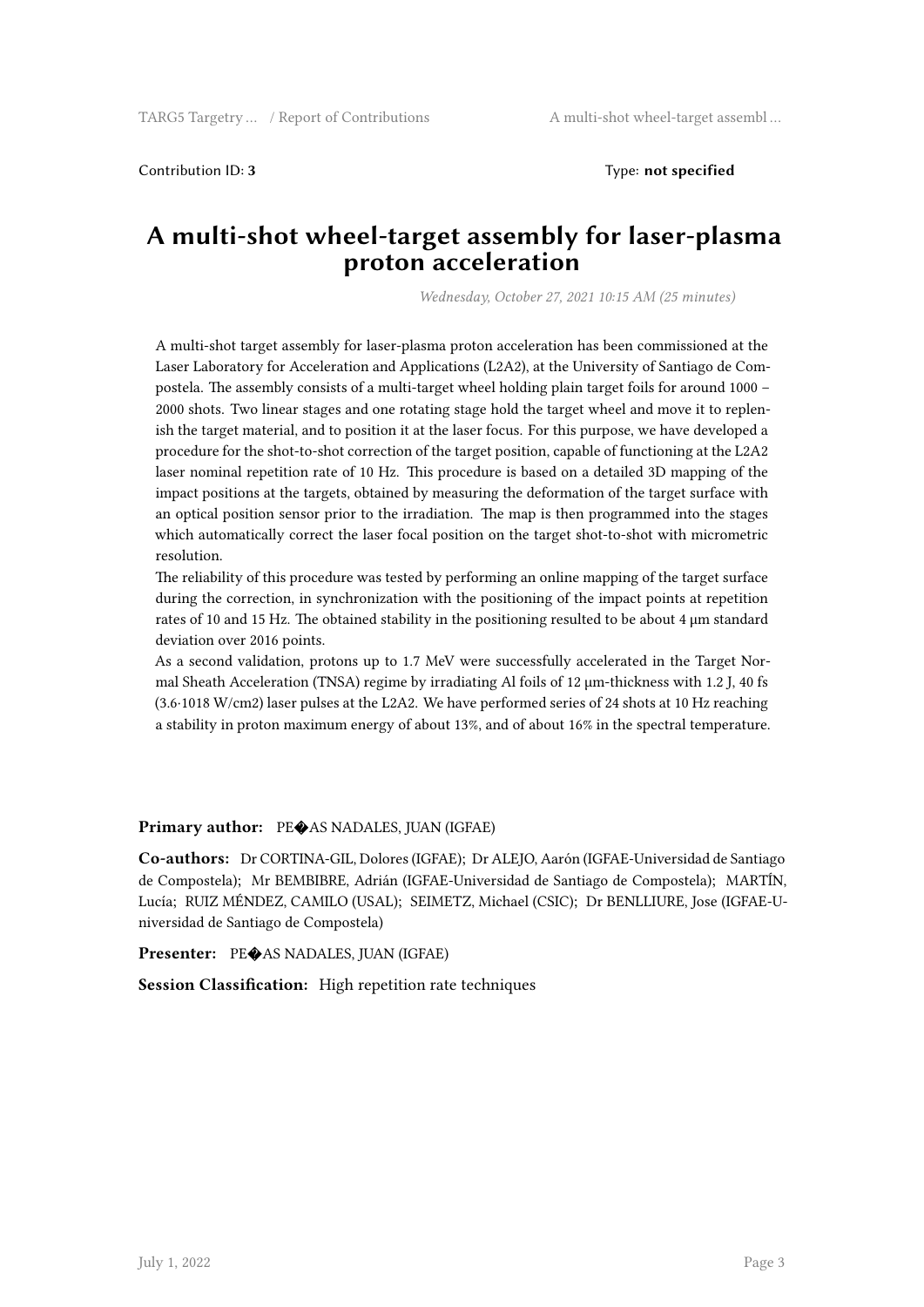Contribution ID: **3** Type: **not specified**

# A multi-shot wheel-target assembly for laser-plasma proton acceleration

*Wednesday, October 27, 2021 10:15 AM (25 minutes)*

A multi-shot target assembly for laser-plasma proton acceleration has been commissioned at the Laser Laboratory for Acceleration and Applications (L2A2), at the University of Santiago de Compostela. The assembly consists of a multi-target wheel holding plain target foils for around 1000 – 2000 shots. Two linear stages and one rotating stage hold the target wheel and move it to replenish the target material, and to position it at the laser focus. For this purpose, we have developed a procedure for the shot-to-shot correction of the target position, capable of functioning at the L2A2 laser nominal repetition rate of 10 Hz. This procedure is based on a detailed 3D mapping of the impact positions at the targets, obtained by measuring the deformation of the target surface with an optical position sensor prior to the irradiation. The map is then programmed into the stages which automatically correct the laser focal position on the target shot-to-shot with micrometric resolution.

The reliability of this procedure was tested by performing an online mapping of the target surface during the correction, in synchronization with the positioning of the impact points at repetition rates of 10 and 15 Hz. The obtained stability in the positioning resulted to be about 4 μm standard deviation over 2016 points.

As a second validation, protons up to 1.7 MeV were successfully accelerated in the Target Normal Sheath Acceleration (TNSA) regime by irradiating Al foils of 12 μm-thickness with 1.2 J, 40 fs (3.6·1018 W/cm2) laser pulses at the L2A2. We have performed series of 24 shots at 10 Hz reaching a stability in proton maximum energy of about 13%, and of about 16% in the spectral temperature.

**Primary author:** PE�AS NADALES, JUAN (IGFAE)

**Co-authors:** Dr CORTINA-GIL, Dolores (IGFAE); Dr ALEJO, Aarón (IGFAE-Universidad de Santiago de Compostela); Mr BEMBIBRE, Adrián (IGFAE-Universidad de Santiago de Compostela); MARTÍN, Lucía; RUIZ MÉNDEZ, CAMILO (USAL); SEIMETZ, Michael (CSIC); Dr BENLLIURE, Jose (IGFAE-Universidad de Santiago de Compostela)

**Presenter:** PE�AS NADALES, JUAN (IGFAE)

**Session Classification:** High repetition rate techniques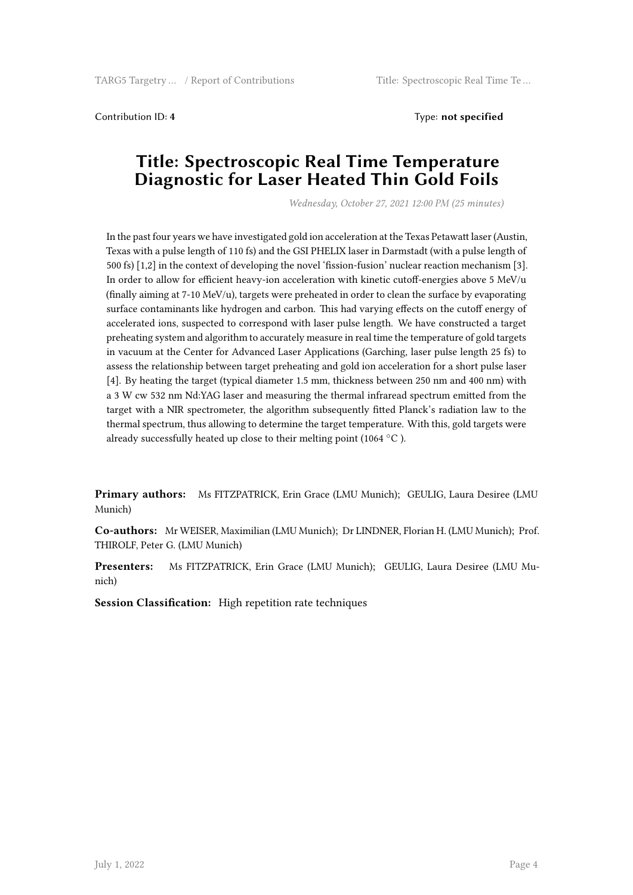Contribution ID: **4** Type: **not specified**

# Title: Spectroscopic Real Time Temperature Diagnostic for Laser Heated Thin Gold Foils

*Wednesday, October 27, 2021 12:00 PM (25 minutes)*

In the past four years we have investigated gold ion acceleration at the Texas Petawatt laser (Austin, Texas with a pulse length of 110 fs) and the GSI PHELIX laser in Darmstadt (with a pulse length of 500 fs) [1,2] in the context of developing the novel 'fission-fusion' nuclear reaction mechanism [3]. In order to allow for efficient heavy-ion acceleration with kinetic cutoff-energies above 5 MeV/u (finally aiming at 7-10 MeV/u), targets were preheated in order to clean the surface by evaporating surface contaminants like hydrogen and carbon. This had varying effects on the cutoff energy of accelerated ions, suspected to correspond with laser pulse length. We have constructed a target preheating system and algorithm to accurately measure in real time the temperature of gold targets in vacuum at the Center for Advanced Laser Applications (Garching, laser pulse length 25 fs) to assess the relationship between target preheating and gold ion acceleration for a short pulse laser [4]. By heating the target (typical diameter 1.5 mm, thickness between 250 nm and 400 nm) with a 3 W cw 532 nm Nd:YAG laser and measuring the thermal infraread spectrum emitted from the target with a NIR spectrometer, the algorithm subsequently fitted Planck's radiation law to the thermal spectrum, thus allowing to determine the target temperature. With this, gold targets were already successfully heated up close to their melting point (1064 °C ).

**Primary authors:** Ms FITZPATRICK, Erin Grace (LMU Munich); GEULIG, Laura Desiree (LMU Munich)

**Co-authors:** Mr WEISER, Maximilian (LMU Munich); Dr LINDNER, Florian H. (LMU Munich); Prof. THIROLF, Peter G. (LMU Munich)

**Presenters:** Ms FITZPATRICK, Erin Grace (LMU Munich); GEULIG, Laura Desiree (LMU Munich)

**Session Classification:** High repetition rate techniques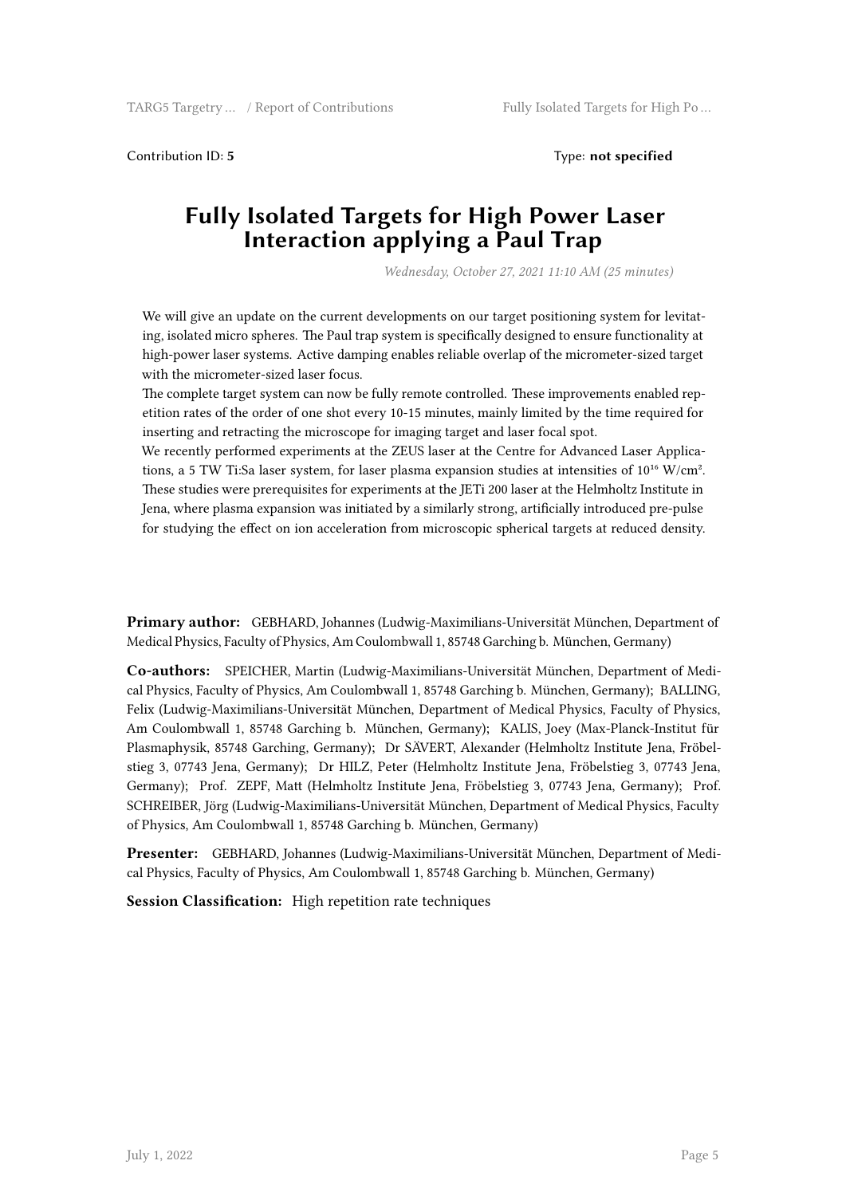Contribution ID: **5**

Type: **not specified**

# Fully Isolated Targets for High Power Laser Interaction applying a Paul Trap

*Wednesday, October 27, 2021 11:10 AM (25 minutes)*

We will give an update on the current developments on our target positioning system for levitating, isolated micro spheres. The Paul trap system is specifically designed to ensure functionality at high-power laser systems. Active damping enables reliable overlap of the micrometer-sized target with the micrometer-sized laser focus.

The complete target system can now be fully remote controlled. These improvements enabled repetition rates of the order of one shot every 10-15 minutes, mainly limited by the time required for inserting and retracting the microscope for imaging target and laser focal spot.

We recently performed experiments at the ZEUS laser at the Centre for Advanced Laser Applications, a 5 TW Ti:Sa laser system, for laser plasma expansion studies at intensities of $10^{16}$ W/cm². These studies were prerequisites for experiments at the JETi 200 laser at the Helmholtz Institute in Jena, where plasma expansion was initiated by a similarly strong, artificially introduced pre-pulse for studying the effect on ion acceleration from microscopic spherical targets at reduced density.

**Primary author:** GEBHARD, Johannes (Ludwig-Maximilians-Universität München, Department of Medical Physics, Faculty of Physics, Am Coulombwall 1, 85748 Garching b. München, Germany)

**Co-authors:** SPEICHER, Martin (Ludwig-Maximilians-Universität München, Department of Medical Physics, Faculty of Physics, Am Coulombwall 1, 85748 Garching b. München, Germany); BALLING, Felix (Ludwig-Maximilians-Universität München, Department of Medical Physics, Faculty of Physics, Am Coulombwall 1, 85748 Garching b. München, Germany); KALIS, Joey (Max-Planck-Institut für Plasmaphysik, 85748 Garching, Germany); Dr SÄVERT, Alexander (Helmholtz Institute Jena, Fröbelstieg 3, 07743 Jena, Germany); Dr HILZ, Peter (Helmholtz Institute Jena, Fröbelstieg 3, 07743 Jena, Germany); Prof. ZEPF, Matt (Helmholtz Institute Jena, Fröbelstieg 3, 07743 Jena, Germany); Prof. SCHREIBER, Jörg (Ludwig-Maximilians-Universität München, Department of Medical Physics, Faculty of Physics, Am Coulombwall 1, 85748 Garching b. München, Germany)

**Presenter:** GEBHARD, Johannes (Ludwig-Maximilians-Universität München, Department of Medical Physics, Faculty of Physics, Am Coulombwall 1, 85748 Garching b. München, Germany)

**Session Classification:** High repetition rate techniques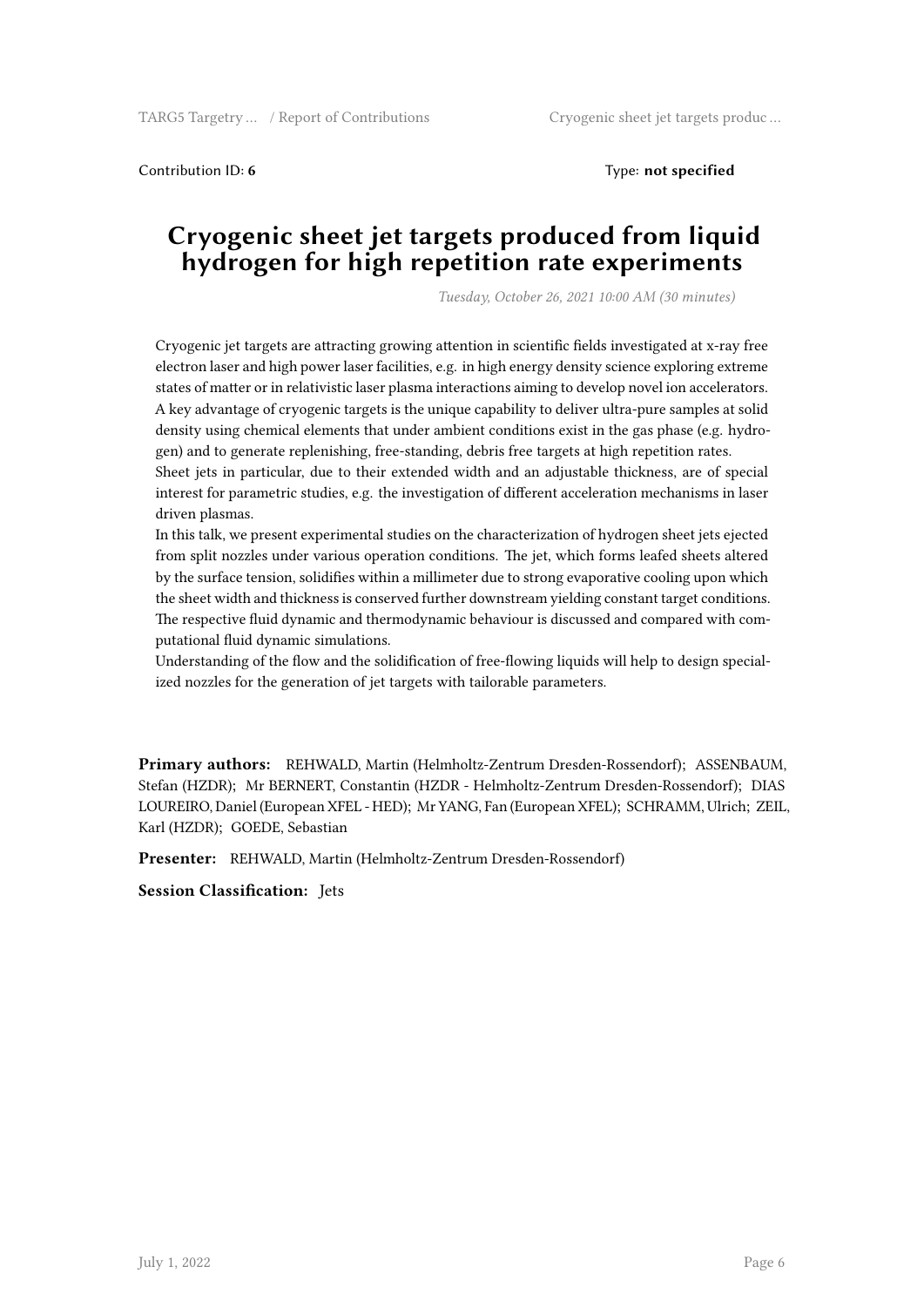Contribution ID: **6** Type: **not specified**

# Cryogenic sheet jet targets produced from liquid hydrogen for high repetition rate experiments

*Tuesday, October 26, 2021 10:00 AM (30 minutes)*

Cryogenic jet targets are attracting growing attention in scientific fields investigated at x-ray free electron laser and high power laser facilities, e.g. in high energy density science exploring extreme states of matter or in relativistic laser plasma interactions aiming to develop novel ion accelerators. A key advantage of cryogenic targets is the unique capability to deliver ultra-pure samples at solid density using chemical elements that under ambient conditions exist in the gas phase (e.g. hydrogen) and to generate replenishing, free-standing, debris free targets at high repetition rates.
Sheet jets in particular, due to their extended width and an adjustable thickness, are of special interest for parametric studies, e.g. the investigation of different acceleration mechanisms in laser driven plasmas.
In this talk, we present experimental studies on the characterization of hydrogen sheet jets ejected from split nozzles under various operation conditions. The jet, which forms leafed sheets altered by the surface tension, solidifies within a millimeter due to strong evaporative cooling upon which the sheet width and thickness is conserved further downstream yielding constant target conditions. The respective fluid dynamic and thermodynamic behaviour is discussed and compared with computational fluid dynamic simulations.
Understanding of the flow and the solidification of free-flowing liquids will help to design specialized nozzles for the generation of jet targets with tailorable parameters.

**Primary authors:** REHWALD, Martin (Helmholtz-Zentrum Dresden-Rossendorf); ASSENBAUM, Stefan (HZDR); Mr BERNERT, Constantin (HZDR - Helmholtz-Zentrum Dresden-Rossendorf); DIAS LOUREIRO, Daniel (European XFEL - HED); Mr YANG, Fan (European XFEL); SCHRAMM, Ulrich; ZEIL, Karl (HZDR); GOEDE, Sebastian

**Presenter:** REHWALD, Martin (Helmholtz-Zentrum Dresden-Rossendorf)

**Session Classification:** Jets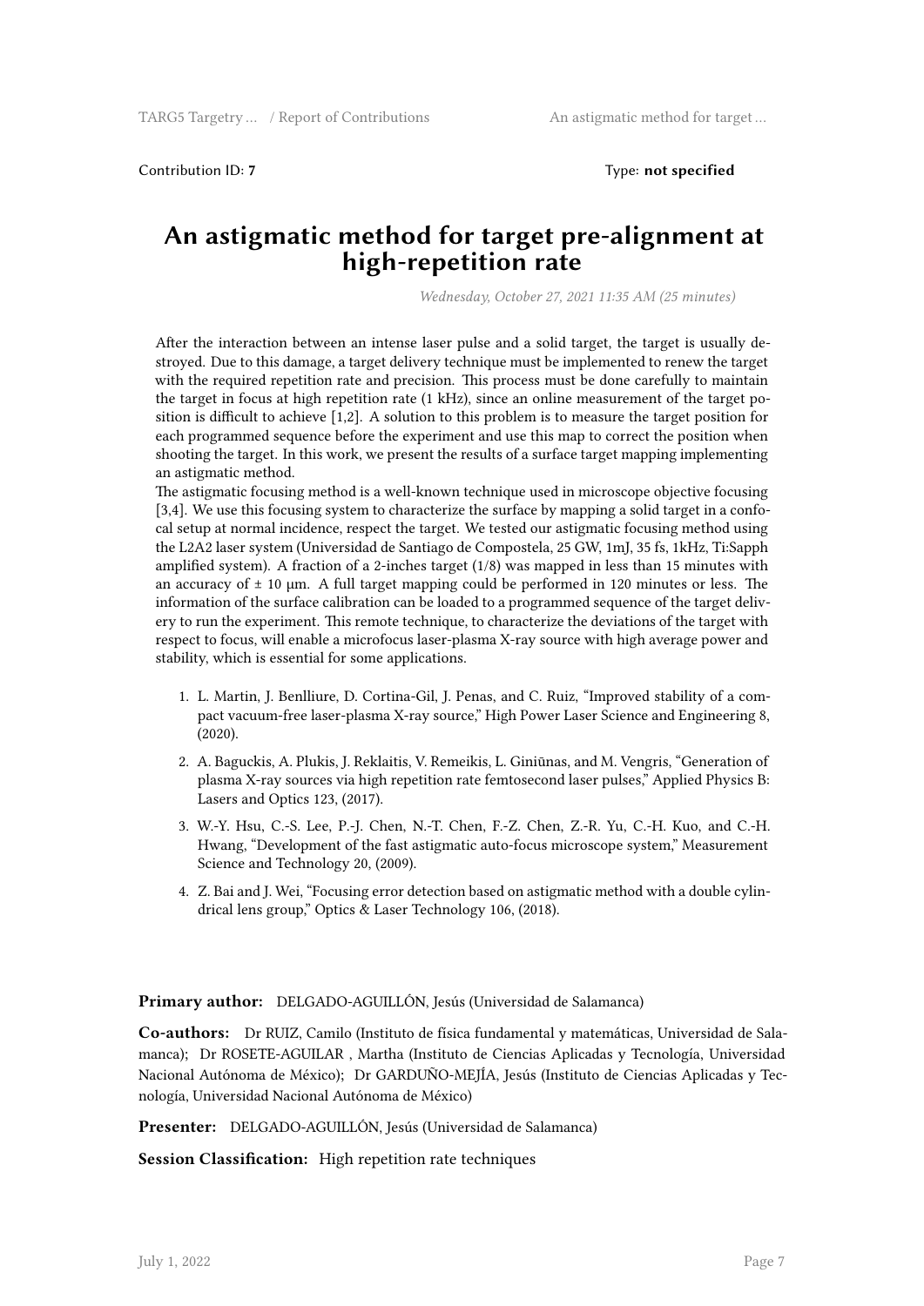Contribution ID: **7** Type: **not specified**

# An astigmatic method for target pre-alignment at high-repetition rate

*Wednesday, October 27, 2021 11:35 AM (25 minutes)*

After the interaction between an intense laser pulse and a solid target, the target is usually destroyed. Due to this damage, a target delivery technique must be implemented to renew the target with the required repetition rate and precision. This process must be done carefully to maintain the target in focus at high repetition rate (1 kHz), since an online measurement of the target position is difficult to achieve [1,2]. A solution to this problem is to measure the target position for each programmed sequence before the experiment and use this map to correct the position when shooting the target. In this work, we present the results of a surface target mapping implementing an astigmatic method.
The astigmatic focusing method is a well-known technique used in microscope objective focusing [3,4]. We use this focusing system to characterize the surface by mapping a solid target in a confocal setup at normal incidence, respect the target. We tested our astigmatic focusing method using the L2A2 laser system (Universidad de Santiago de Compostela, 25 GW, 1mJ, 35 fs, 1kHz, Ti:Sapph amplified system). A fraction of a 2-inches target (1/8) was mapped in less than 15 minutes with an accuracy of ± 10 µm. A full target mapping could be performed in 120 minutes or less. The information of the surface calibration can be loaded to a programmed sequence of the target delivery to run the experiment. This remote technique, to characterize the deviations of the target with respect to focus, will enable a microfocus laser-plasma X-ray source with high average power and stability, which is essential for some applications.

1. L. Martin, J. Benlliure, D. Cortina-Gil, J. Penas, and C. Ruiz, "Improved stability of a compact vacuum-free laser-plasma X-ray source," High Power Laser Science and Engineering 8, (2020).
2. A. Baguckis, A. Plukis, J. Reklaitis, V. Remeikis, L. Giniūnas, and M. Vengris, "Generation of plasma X-ray sources via high repetition rate femtosecond laser pulses," Applied Physics B: Lasers and Optics 123, (2017).
3. W.-Y. Hsu, C.-S. Lee, P.-J. Chen, N.-T. Chen, F.-Z. Chen, Z.-R. Yu, C.-H. Kuo, and C.-H. Hwang, "Development of the fast astigmatic auto-focus microscope system," Measurement Science and Technology 20, (2009).
4. Z. Bai and J. Wei, "Focusing error detection based on astigmatic method with a double cylindrical lens group," Optics & Laser Technology 106, (2018).

**Primary author:** DELGADO-AGUILLÓN, Jesús (Universidad de Salamanca)

**Co-authors:** Dr RUIZ, Camilo (Instituto de física fundamental y matemáticas, Universidad de Salamanca); Dr ROSETE-AGUILAR , Martha (Instituto de Ciencias Aplicadas y Tecnología, Universidad Nacional Autónoma de México); Dr GARDUÑO-MEJÍA, Jesús (Instituto de Ciencias Aplicadas y Tecnología, Universidad Nacional Autónoma de México)

**Presenter:** DELGADO-AGUILLÓN, Jesús (Universidad de Salamanca)

**Session Classification:** High repetition rate techniques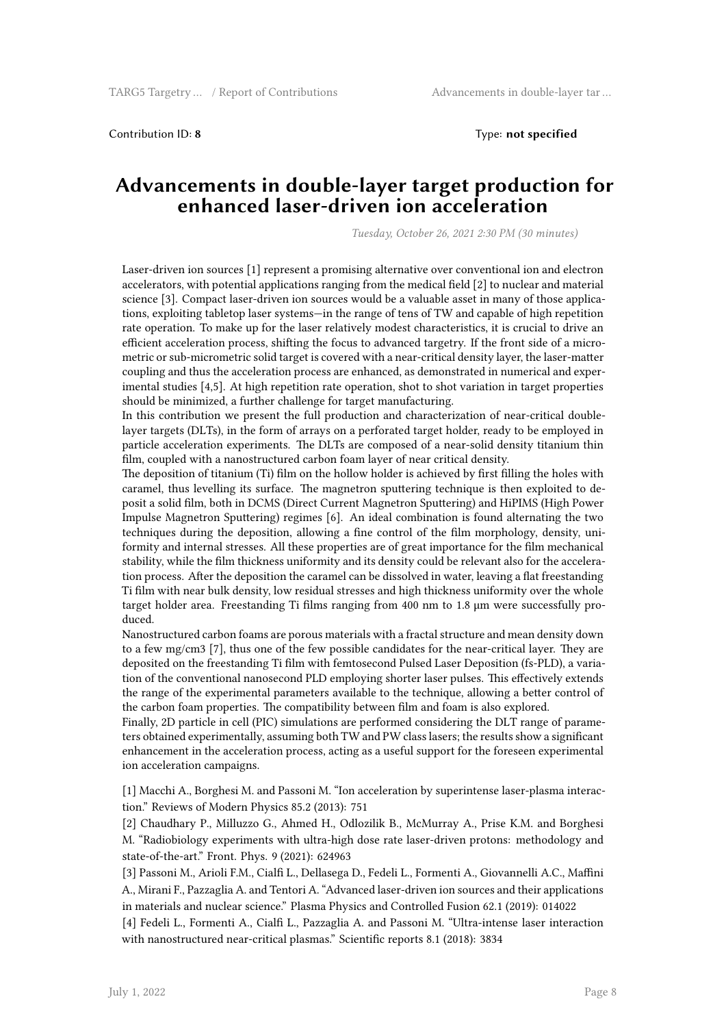Contribution ID: **8** Type: **not specified**

# Advancements in double-layer target production for enhanced laser-driven ion acceleration

*Tuesday, October 26, 2021 2:30 PM (30 minutes)*

Laser-driven ion sources [1] represent a promising alternative over conventional ion and electron accelerators, with potential applications ranging from the medical field [2] to nuclear and material science [3]. Compact laser-driven ion sources would be a valuable asset in many of those applications, exploiting tabletop laser systems—in the range of tens of TW and capable of high repetition rate operation. To make up for the laser relatively modest characteristics, it is crucial to drive an efficient acceleration process, shifting the focus to advanced targetry. If the front side of a micrometric or sub-micrometric solid target is covered with a near-critical density layer, the laser-matter coupling and thus the acceleration process are enhanced, as demonstrated in numerical and experimental studies [4,5]. At high repetition rate operation, shot to shot variation in target properties should be minimized, a further challenge for target manufacturing.

In this contribution we present the full production and characterization of near-critical double-layer targets (DLTs), in the form of arrays on a perforated target holder, ready to be employed in particle acceleration experiments. The DLTs are composed of a near-solid density titanium thin film, coupled with a nanostructured carbon foam layer of near critical density.

The deposition of titanium (Ti) film on the hollow holder is achieved by first filling the holes with caramel, thus levelling its surface. The magnetron sputtering technique is then exploited to deposit a solid film, both in DCMS (Direct Current Magnetron Sputtering) and HiPIMS (High Power Impulse Magnetron Sputtering) regimes [6]. An ideal combination is found alternating the two techniques during the deposition, allowing a fine control of the film morphology, density, uniformity and internal stresses. All these properties are of great importance for the film mechanical stability, while the film thickness uniformity and its density could be relevant also for the acceleration process. After the deposition the caramel can be dissolved in water, leaving a flat freestanding Ti film with near bulk density, low residual stresses and high thickness uniformity over the whole target holder area. Freestanding Ti films ranging from 400 nm to 1.8 µm were successfully produced.

Nanostructured carbon foams are porous materials with a fractal structure and mean density down to a few mg/cm3 [7], thus one of the few possible candidates for the near-critical layer. They are deposited on the freestanding Ti film with femtosecond Pulsed Laser Deposition (fs-PLD), a variation of the conventional nanosecond PLD employing shorter laser pulses. This effectively extends the range of the experimental parameters available to the technique, allowing a better control of the carbon foam properties. The compatibility between film and foam is also explored.

Finally, 2D particle in cell (PIC) simulations are performed considering the DLT range of parameters obtained experimentally, assuming both TW and PW class lasers; the results show a significant enhancement in the acceleration process, acting as a useful support for the foreseen experimental ion acceleration campaigns.

[1] Macchi A., Borghesi M. and Passoni M. "Ion acceleration by superintense laser-plasma interaction." Reviews of Modern Physics 85.2 (2013): 751

[2] Chaudhary P., Milluzzo G., Ahmed H., Odlozilik B., McMurray A., Prise K.M. and Borghesi M. "Radiobiology experiments with ultra-high dose rate laser-driven protons: methodology and state-of-the-art." Front. Phys. 9 (2021): 624963

[3] Passoni M., Arioli F.M., Cialfi L., Dellasega D., Fedeli L., Formenti A., Giovannelli A.C., Maffini A., Mirani F., Pazzaglia A. and Tentori A. "Advanced laser-driven ion sources and their applications in materials and nuclear science." Plasma Physics and Controlled Fusion 62.1 (2019): 014022

[4] Fedeli L., Formenti A., Cialfi L., Pazzaglia A. and Passoni M. "Ultra-intense laser interaction with nanostructured near-critical plasmas." Scientific reports 8.1 (2018): 3834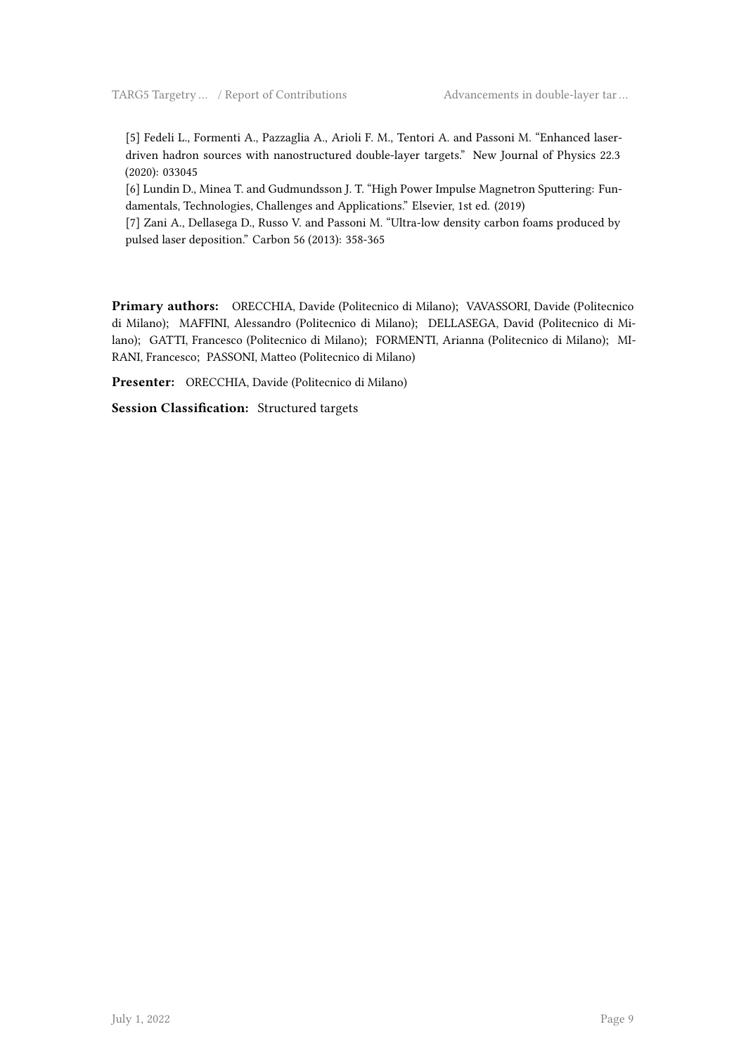[5] Fedeli L., Formenti A., Pazzaglia A., Arioli F. M., Tentori A. and Passoni M. "Enhanced laser-driven hadron sources with nanostructured double-layer targets." New Journal of Physics 22.3 (2020): 033045

[6] Lundin D., Minea T. and Gudmundsson J. T. "High Power Impulse Magnetron Sputtering: Fundamentals, Technologies, Challenges and Applications." Elsevier, 1st ed. (2019)

[7] Zani A., Dellasega D., Russo V. and Passoni M. "Ultra-low density carbon foams produced by pulsed laser deposition." Carbon 56 (2013): 358-365

**Primary authors:** ORECCHIA, Davide (Politecnico di Milano); VAVASSORI, Davide (Politecnico di Milano); MAFFINI, Alessandro (Politecnico di Milano); DELLASEGA, David (Politecnico di Milano); GATTI, Francesco (Politecnico di Milano); FORMENTI, Arianna (Politecnico di Milano); MIRANI, Francesco; PASSONI, Matteo (Politecnico di Milano)

**Presenter:** ORECCHIA, Davide (Politecnico di Milano)

**Session Classification:** Structured targets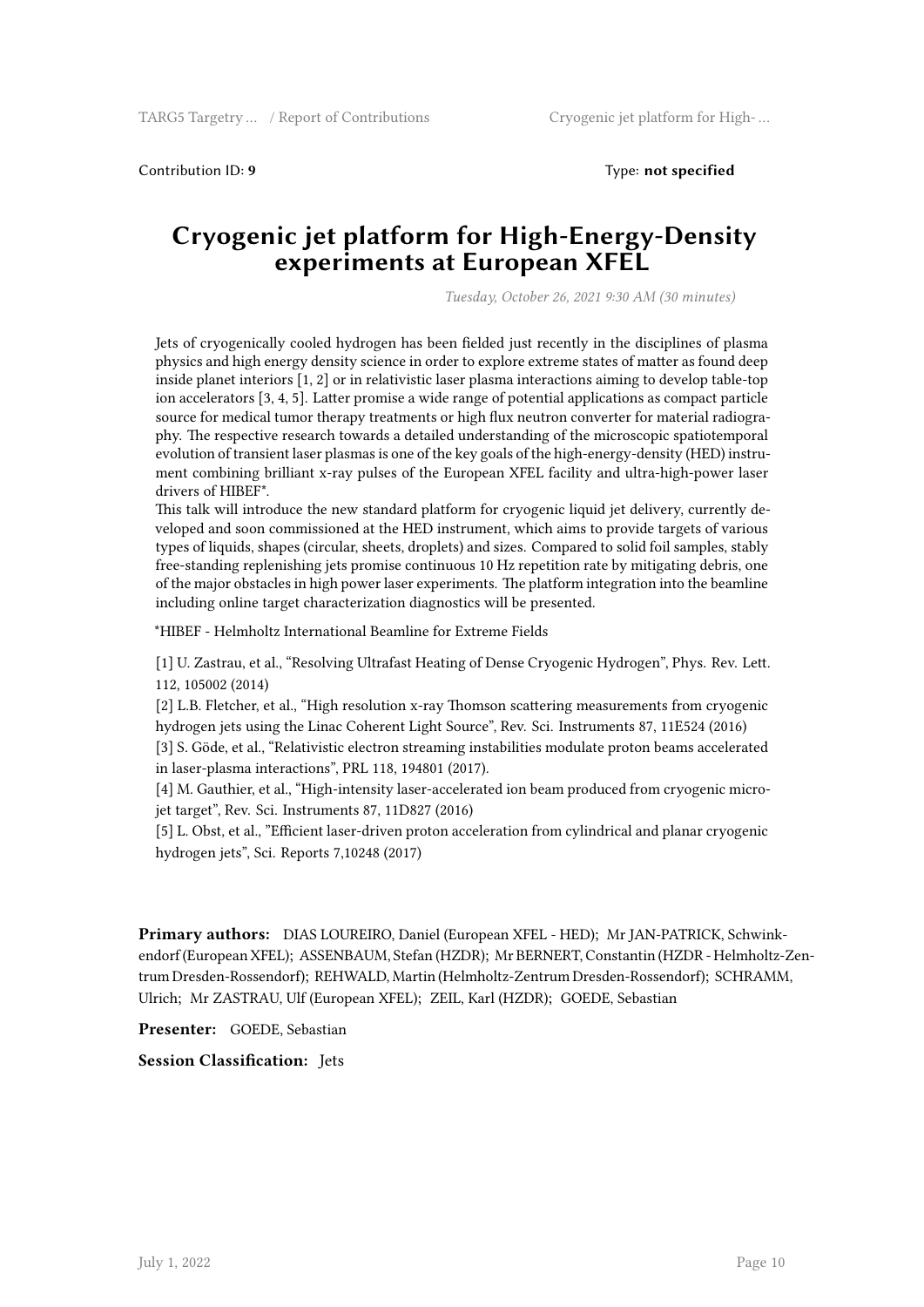Contribution ID: **9** Type: **not specified**

# Cryogenic jet platform for High-Energy-Density experiments at European XFEL

*Tuesday, October 26, 2021 9:30 AM (30 minutes)*

Jets of cryogenically cooled hydrogen has been fielded just recently in the disciplines of plasma physics and high energy density science in order to explore extreme states of matter as found deep inside planet interiors [1, 2] or in relativistic laser plasma interactions aiming to develop table-top ion accelerators [3, 4, 5]. Latter promise a wide range of potential applications as compact particle source for medical tumor therapy treatments or high flux neutron converter for material radiography. The respective research towards a detailed understanding of the microscopic spatiotemporal evolution of transient laser plasmas is one of the key goals of the high-energy-density (HED) instrument combining brilliant x-ray pulses of the European XFEL facility and ultra-high-power laser drivers of HIBEF*.

This talk will introduce the new standard platform for cryogenic liquid jet delivery, currently developed and soon commissioned at the HED instrument, which aims to provide targets of various types of liquids, shapes (circular, sheets, droplets) and sizes. Compared to solid foil samples, stably free-standing replenishing jets promise continuous 10 Hz repetition rate by mitigating debris, one of the major obstacles in high power laser experiments. The platform integration into the beamline including online target characterization diagnostics will be presented.

*HIBEF - Helmholtz International Beamline for Extreme Fields

[1] U. Zastrau, et al., "Resolving Ultrafast Heating of Dense Cryogenic Hydrogen", Phys. Rev. Lett. 112, 105002 (2014)

[2] L.B. Fletcher, et al., "High resolution x-ray Thomson scattering measurements from cryogenic hydrogen jets using the Linac Coherent Light Source", Rev. Sci. Instruments 87, 11E524 (2016)

[3] S. Göde, et al., "Relativistic electron streaming instabilities modulate proton beams accelerated in laser-plasma interactions", PRL 118, 194801 (2017).

[4] M. Gauthier, et al., "High-intensity laser-accelerated ion beam produced from cryogenic micro-jet target", Rev. Sci. Instruments 87, 11D827 (2016)

[5] L. Obst, et al., "Efficient laser-driven proton acceleration from cylindrical and planar cryogenic hydrogen jets", Sci. Reports 7,10248 (2017)

**Primary authors:** DIAS LOUREIRO, Daniel (European XFEL - HED); Mr JAN-PATRICK, Schwinkendorf (European XFEL); ASSENBAUM, Stefan (HZDR); Mr BERNERT, Constantin (HZDR - Helmholtz-Zentrum Dresden-Rossendorf); REHWALD, Martin (Helmholtz-Zentrum Dresden-Rossendorf); SCHRAMM, Ulrich; Mr ZASTRAU, Ulf (European XFEL); ZEIL, Karl (HZDR); GOEDE, Sebastian

**Presenter:** GOEDE, Sebastian

**Session Classification:** Jets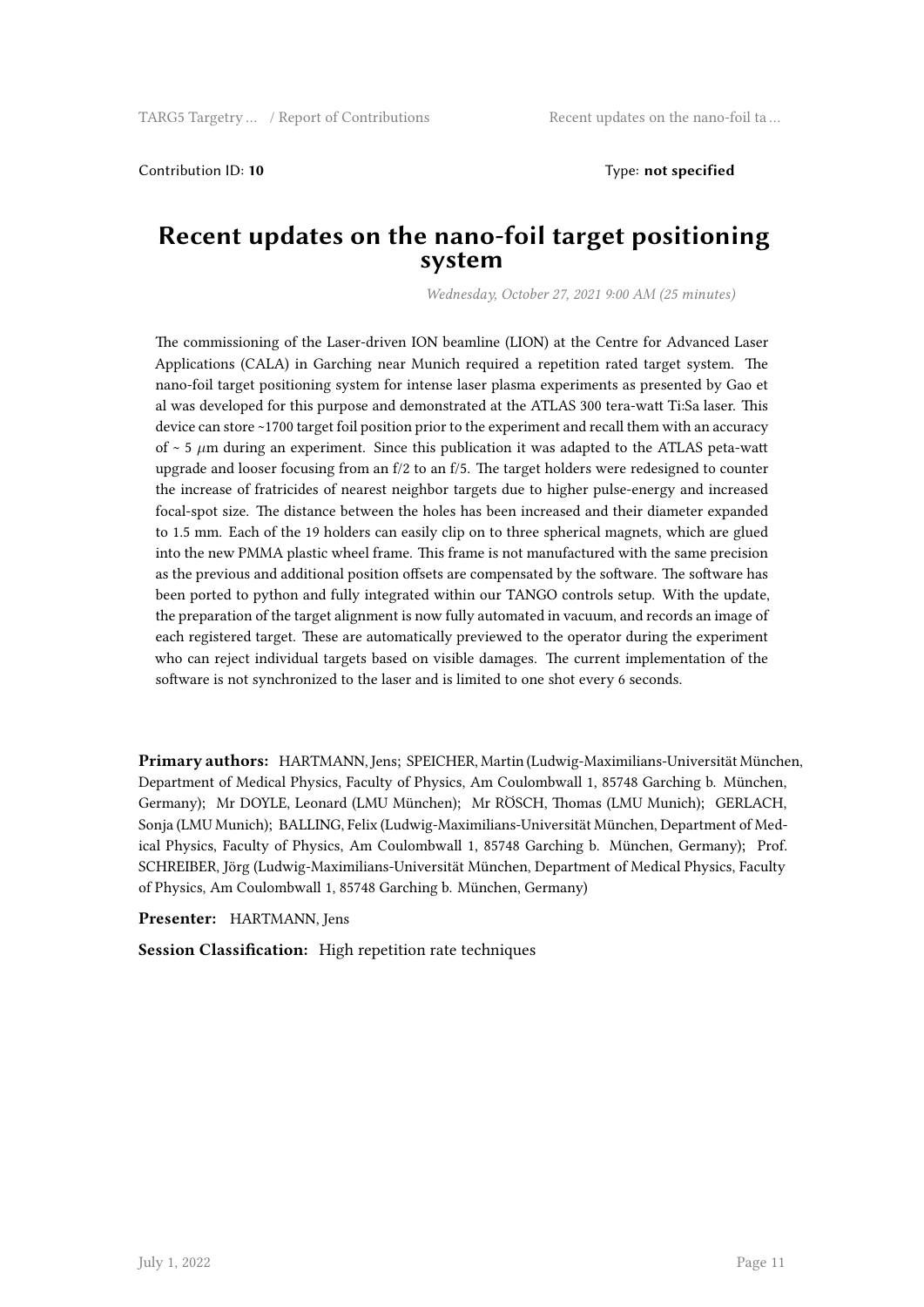Contribution ID: **10**

Type: **not specified**

# Recent updates on the nano-foil target positioning system

*Wednesday, October 27, 2021 9:00 AM (25 minutes)*

The commissioning of the Laser-driven ION beamline (LION) at the Centre for Advanced Laser Applications (CALA) in Garching near Munich required a repetition rated target system. The nano-foil target positioning system for intense laser plasma experiments as presented by Gao et al was developed for this purpose and demonstrated at the ATLAS 300 tera-watt Ti:Sa laser. This device can store ~1700 target foil position prior to the experiment and recall them with an accuracy of ~ 5 $\mu$m during an experiment. Since this publication it was adapted to the ATLAS peta-watt upgrade and looser focusing from an f/2 to an f/5. The target holders were redesigned to counter the increase of fratricides of nearest neighbor targets due to higher pulse-energy and increased focal-spot size. The distance between the holes has been increased and their diameter expanded to 1.5 mm. Each of the 19 holders can easily clip on to three spherical magnets, which are glued into the new PMMA plastic wheel frame. This frame is not manufactured with the same precision as the previous and additional position offsets are compensated by the software. The software has been ported to python and fully integrated within our TANGO controls setup. With the update, the preparation of the target alignment is now fully automated in vacuum, and records an image of each registered target. These are automatically previewed to the operator during the experiment who can reject individual targets based on visible damages. The current implementation of the software is not synchronized to the laser and is limited to one shot every 6 seconds.

**Primary authors:** HARTMANN, Jens; SPEICHER, Martin (Ludwig-Maximilians-Universität München, Department of Medical Physics, Faculty of Physics, Am Coulombwall 1, 85748 Garching b. München, Germany); Mr DOYLE, Leonard (LMU München); Mr RÖSCH, Thomas (LMU Munich); GERLACH, Sonja (LMU Munich); BALLING, Felix (Ludwig-Maximilians-Universität München, Department of Medical Physics, Faculty of Physics, Am Coulombwall 1, 85748 Garching b. München, Germany); Prof. SCHREIBER, Jörg (Ludwig-Maximilians-Universität München, Department of Medical Physics, Faculty of Physics, Am Coulombwall 1, 85748 Garching b. München, Germany)

**Presenter:** HARTMANN, Jens

**Session Classification:** High repetition rate techniques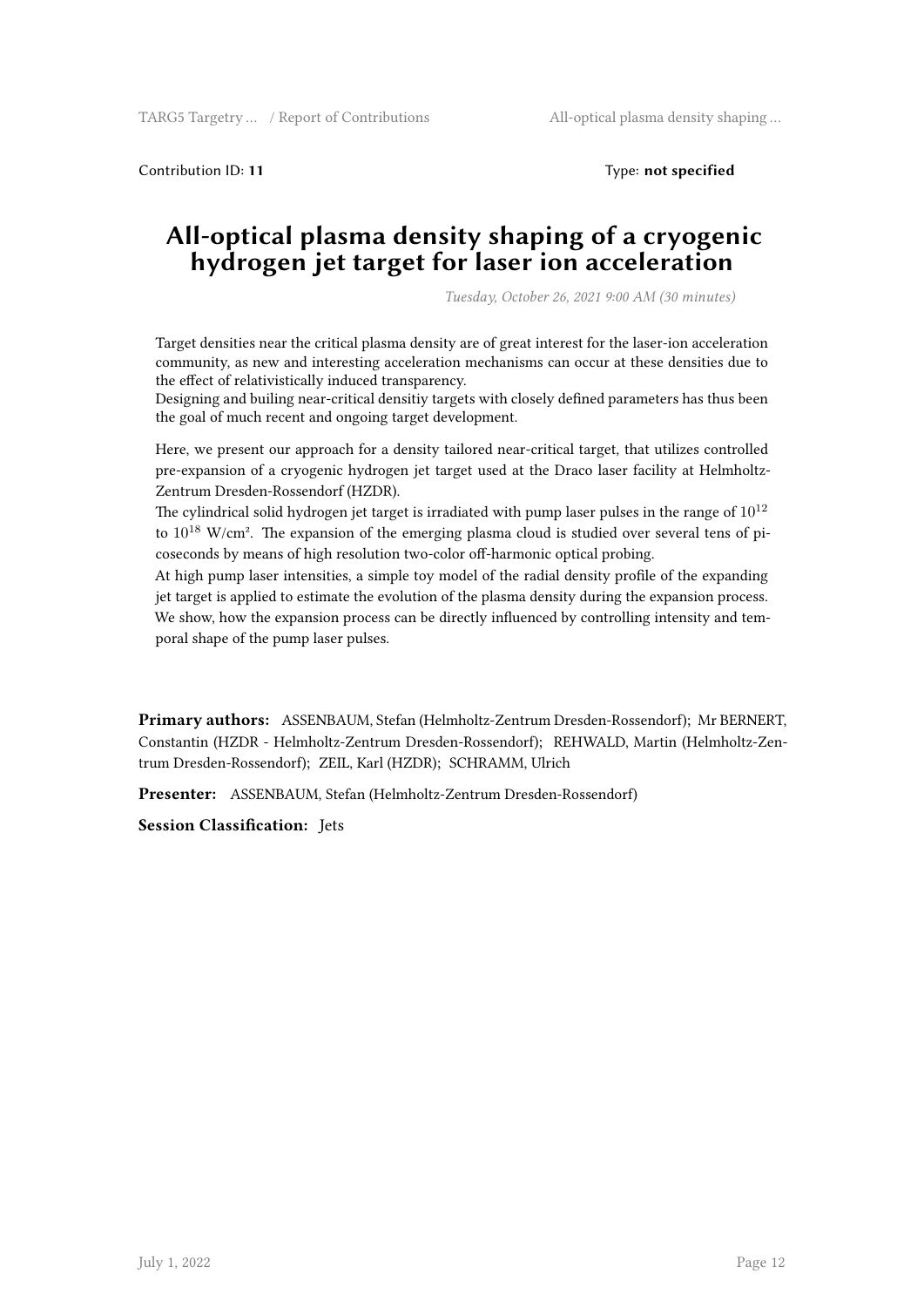Contribution ID: **11** Type: **not specified**

# All-optical plasma density shaping of a cryogenic hydrogen jet target for laser ion acceleration

*Tuesday, October 26, 2021 9:00 AM (30 minutes)*

Target densities near the critical plasma density are of great interest for the laser-ion acceleration community, as new and interesting acceleration mechanisms can occur at these densities due to the effect of relativistically induced transparency.
Designing and builing near-critical densitiy targets with closely defined parameters has thus been the goal of much recent and ongoing target development.

Here, we present our approach for a density tailored near-critical target, that utilizes controlled pre-expansion of a cryogenic hydrogen jet target used at the Draco laser facility at Helmholtz-Zentrum Dresden-Rossendorf (HZDR).
The cylindrical solid hydrogen jet target is irradiated with pump laser pulses in the range of $10^{12}$ to $10^{18}$ W/cm². The expansion of the emerging plasma cloud is studied over several tens of picoseconds by means of high resolution two-color off-harmonic optical probing.
At high pump laser intensities, a simple toy model of the radial density profile of the expanding jet target is applied to estimate the evolution of the plasma density during the expansion process.
We show, how the expansion process can be directly influenced by controlling intensity and temporal shape of the pump laser pulses.

**Primary authors:** ASSENBAUM, Stefan (Helmholtz-Zentrum Dresden-Rossendorf); Mr BERNERT, Constantin (HZDR - Helmholtz-Zentrum Dresden-Rossendorf); REHWALD, Martin (Helmholtz-Zentrum Dresden-Rossendorf); ZEIL, Karl (HZDR); SCHRAMM, Ulrich

**Presenter:** ASSENBAUM, Stefan (Helmholtz-Zentrum Dresden-Rossendorf)

**Session Classification:** Jets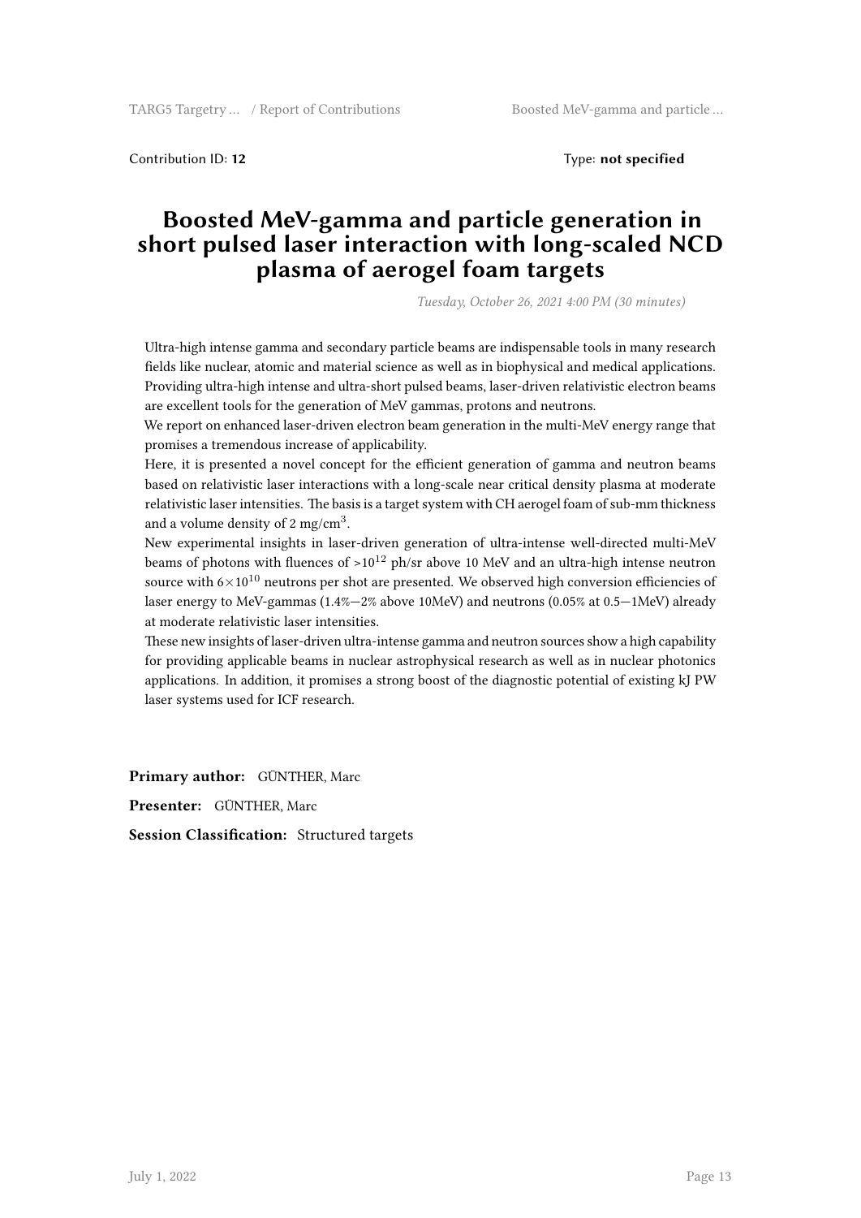Contribution ID: **12**

Type: **not specified**

# Boosted MeV-gamma and particle generation in short pulsed laser interaction with long-scaled NCD plasma of aerogel foam targets

*Tuesday, October 26, 2021 4:00 PM (30 minutes)*

Ultra-high intense gamma and secondary particle beams are indispensable tools in many research fields like nuclear, atomic and material science as well as in biophysical and medical applications. Providing ultra-high intense and ultra-short pulsed beams, laser-driven relativistic electron beams are excellent tools for the generation of MeV gammas, protons and neutrons.

We report on enhanced laser-driven electron beam generation in the multi-MeV energy range that promises a tremendous increase of applicability.

Here, it is presented a novel concept for the efficient generation of gamma and neutron beams based on relativistic laser interactions with a long-scale near critical density plasma at moderate relativistic laser intensities. The basis is a target system with CH aerogel foam of sub-mm thickness and a volume density of 2 mg/cm$^3$.

New experimental insights in laser-driven generation of ultra-intense well-directed multi-MeV beams of photons with fluences of $>10^{12}$ ph/sr above 10 MeV and an ultra-high intense neutron source with $6\times10^{10}$ neutrons per shot are presented. We observed high conversion efficiencies of laser energy to MeV-gammas (1.4%—2% above 10MeV) and neutrons (0.05% at 0.5—1MeV) already at moderate relativistic laser intensities.

These new insights of laser-driven ultra-intense gamma and neutron sources show a high capability for providing applicable beams in nuclear astrophysical research as well as in nuclear photonics applications. In addition, it promises a strong boost of the diagnostic potential of existing kJ PW laser systems used for ICF research.

**Primary author:** GÜNTHER, Marc

**Presenter:** GÜNTHER, Marc

**Session Classification:** Structured targets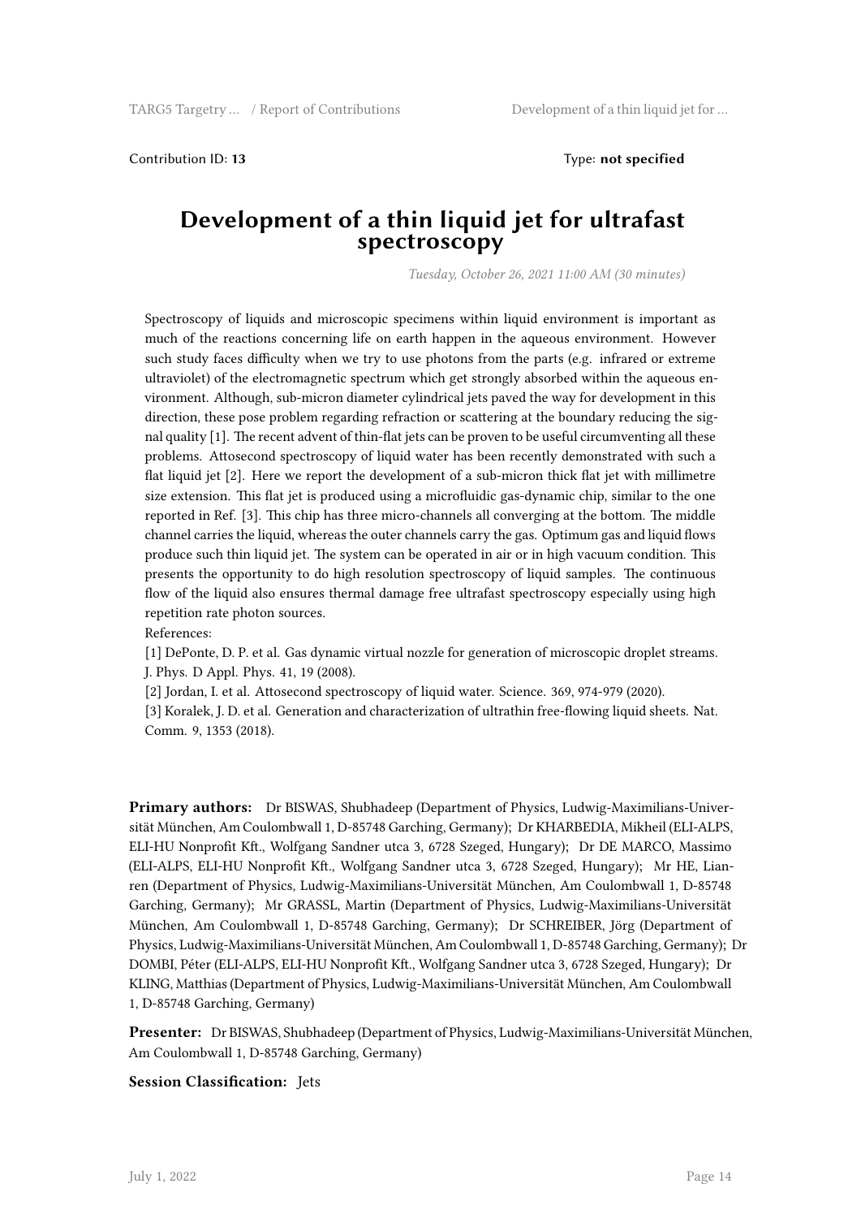Contribution ID: **13** Type: **not specified**

# Development of a thin liquid jet for ultrafast spectroscopy

*Tuesday, October 26, 2021 11:00 AM (30 minutes)*

Spectroscopy of liquids and microscopic specimens within liquid environment is important as much of the reactions concerning life on earth happen in the aqueous environment. However such study faces difficulty when we try to use photons from the parts (e.g. infrared or extreme ultraviolet) of the electromagnetic spectrum which get strongly absorbed within the aqueous environment. Although, sub-micron diameter cylindrical jets paved the way for development in this direction, these pose problem regarding refraction or scattering at the boundary reducing the signal quality [1]. The recent advent of thin-flat jets can be proven to be useful circumventing all these problems. Attosecond spectroscopy of liquid water has been recently demonstrated with such a flat liquid jet [2]. Here we report the development of a sub-micron thick flat jet with millimetre size extension. This flat jet is produced using a microfluidic gas-dynamic chip, similar to the one reported in Ref. [3]. This chip has three micro-channels all converging at the bottom. The middle channel carries the liquid, whereas the outer channels carry the gas. Optimum gas and liquid flows produce such thin liquid jet. The system can be operated in air or in high vacuum condition. This presents the opportunity to do high resolution spectroscopy of liquid samples. The continuous flow of the liquid also ensures thermal damage free ultrafast spectroscopy especially using high repetition rate photon sources.

References:

[1] DePonte, D. P. et al. Gas dynamic virtual nozzle for generation of microscopic droplet streams. J. Phys. D Appl. Phys. 41, 19 (2008).

[2] Jordan, I. et al. Attosecond spectroscopy of liquid water. Science. 369, 974-979 (2020).

[3] Koralek, J. D. et al. Generation and characterization of ultrathin free-flowing liquid sheets. Nat. Comm. 9, 1353 (2018).

**Primary authors:** Dr BISWAS, Shubhadeep (Department of Physics, Ludwig-Maximilians-Universität München, Am Coulombwall 1, D-85748 Garching, Germany); Dr KHARBEDIA, Mikheil (ELI-ALPS, ELI-HU Nonprofit Kft., Wolfgang Sandner utca 3, 6728 Szeged, Hungary); Dr DE MARCO, Massimo (ELI-ALPS, ELI-HU Nonprofit Kft., Wolfgang Sandner utca 3, 6728 Szeged, Hungary); Mr HE, Lianren (Department of Physics, Ludwig-Maximilians-Universität München, Am Coulombwall 1, D-85748 Garching, Germany); Mr GRASSL, Martin (Department of Physics, Ludwig-Maximilians-Universität München, Am Coulombwall 1, D-85748 Garching, Germany); Dr SCHREIBER, Jörg (Department of Physics, Ludwig-Maximilians-Universität München, Am Coulombwall 1, D-85748 Garching, Germany); Dr DOMBI, Péter (ELI-ALPS, ELI-HU Nonprofit Kft., Wolfgang Sandner utca 3, 6728 Szeged, Hungary); Dr KLING, Matthias (Department of Physics, Ludwig-Maximilians-Universität München, Am Coulombwall 1, D-85748 Garching, Germany)

**Presenter:** Dr BISWAS, Shubhadeep (Department of Physics, Ludwig-Maximilians-Universität München, Am Coulombwall 1, D-85748 Garching, Germany)

**Session Classification:** Jets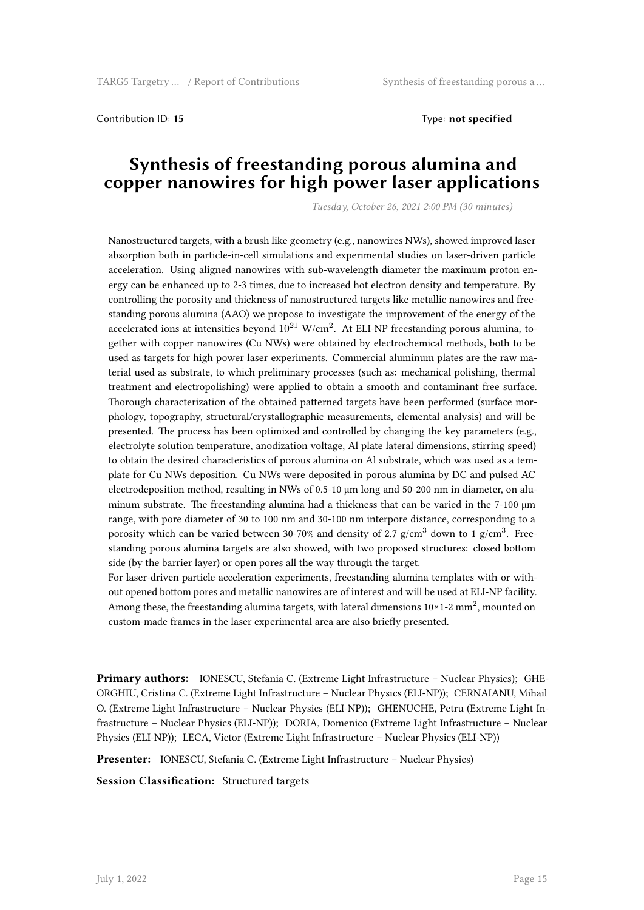Contribution ID: **15** Type: **not specified**

# Synthesis of freestanding porous alumina and copper nanowires for high power laser applications

*Tuesday, October 26, 2021 2:00 PM (30 minutes)*

Nanostructured targets, with a brush like geometry (e.g., nanowires NWs), showed improved laser absorption both in particle-in-cell simulations and experimental studies on laser-driven particle acceleration. Using aligned nanowires with sub-wavelength diameter the maximum proton energy can be enhanced up to 2-3 times, due to increased hot electron density and temperature. By controlling the porosity and thickness of nanostructured targets like metallic nanowires and freestanding porous alumina (AAO) we propose to investigate the improvement of the energy of the accelerated ions at intensities beyond $10^{21}$ W/cm$^2$. At ELI-NP freestanding porous alumina, together with copper nanowires (Cu NWs) were obtained by electrochemical methods, both to be used as targets for high power laser experiments. Commercial aluminum plates are the raw material used as substrate, to which preliminary processes (such as: mechanical polishing, thermal treatment and electropolishing) were applied to obtain a smooth and contaminant free surface. Thorough characterization of the obtained patterned targets have been performed (surface morphology, topography, structural/crystallographic measurements, elemental analysis) and will be presented. The process has been optimized and controlled by changing the key parameters (e.g., electrolyte solution temperature, anodization voltage, Al plate lateral dimensions, stirring speed) to obtain the desired characteristics of porous alumina on Al substrate, which was used as a template for Cu NWs deposition. Cu NWs were deposited in porous alumina by DC and pulsed AC electrodeposition method, resulting in NWs of 0.5-10 μm long and 50-200 nm in diameter, on aluminum substrate. The freestanding alumina had a thickness that can be varied in the 7-100 μm range, with pore diameter of 30 to 100 nm and 30-100 nm interpore distance, corresponding to a porosity which can be varied between 30-70% and density of 2.7 g/cm$^3$ down to 1 g/cm$^3$. Freestanding porous alumina targets are also showed, with two proposed structures: closed bottom side (by the barrier layer) or open pores all the way through the target.

For laser-driven particle acceleration experiments, freestanding alumina templates with or without opened bottom pores and metallic nanowires are of interest and will be used at ELI-NP facility. Among these, the freestanding alumina targets, with lateral dimensions 10×1-2 mm$^2$, mounted on custom-made frames in the laser experimental area are also briefly presented.

**Primary authors:** IONESCU, Stefania C. (Extreme Light Infrastructure – Nuclear Physics); GHEORGHIU, Cristina C. (Extreme Light Infrastructure – Nuclear Physics (ELI-NP)); CERNAIANU, Mihail O. (Extreme Light Infrastructure – Nuclear Physics (ELI-NP)); GHENUCHE, Petru (Extreme Light Infrastructure – Nuclear Physics (ELI-NP)); DORIA, Domenico (Extreme Light Infrastructure – Nuclear Physics (ELI-NP)); LECA, Victor (Extreme Light Infrastructure – Nuclear Physics (ELI-NP))

**Presenter:** IONESCU, Stefania C. (Extreme Light Infrastructure – Nuclear Physics)

**Session Classification:** Structured targets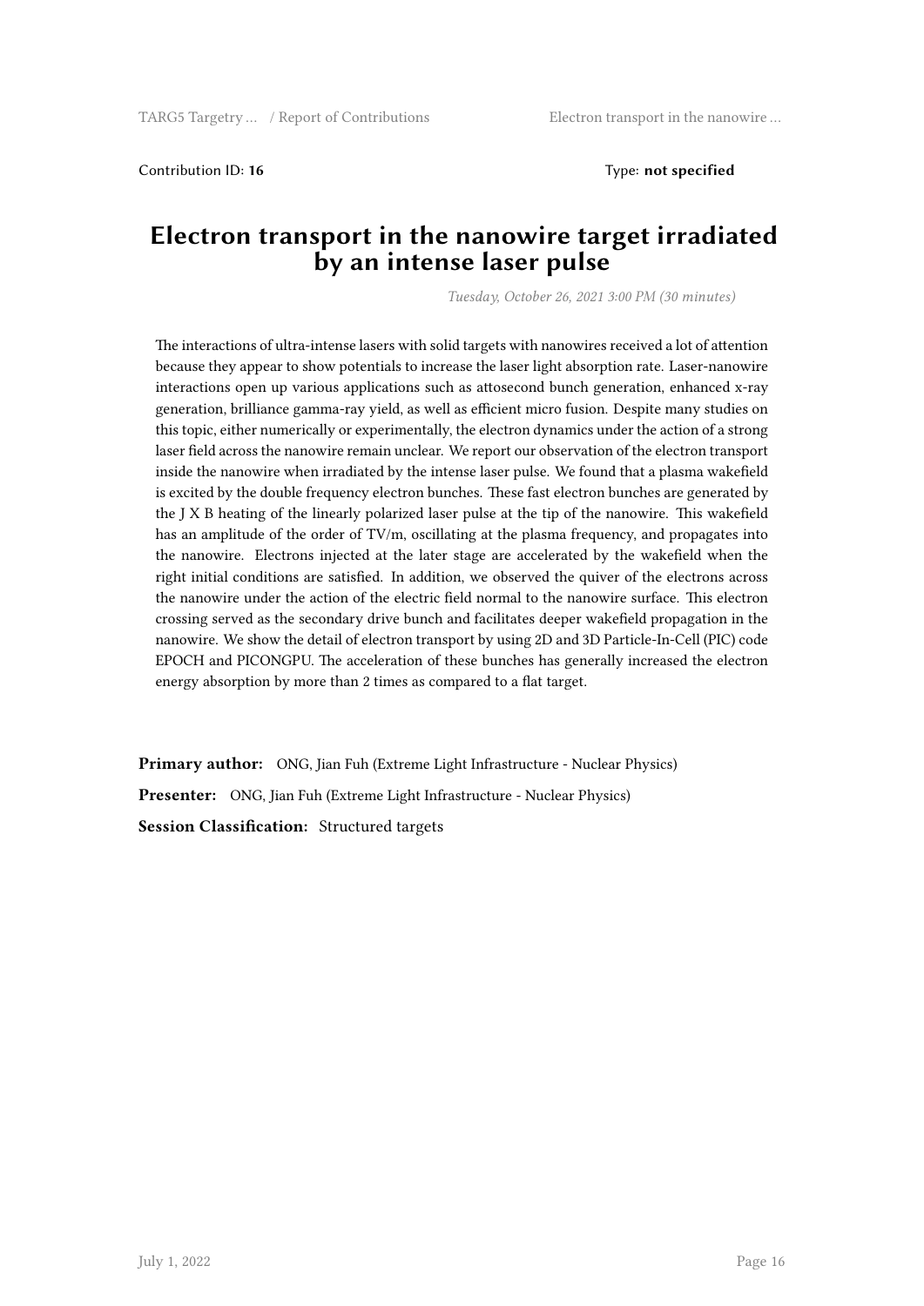Contribution ID: **16** Type: **not specified**

# Electron transport in the nanowire target irradiated by an intense laser pulse

*Tuesday, October 26, 2021 3:00 PM (30 minutes)*

The interactions of ultra-intense lasers with solid targets with nanowires received a lot of attention because they appear to show potentials to increase the laser light absorption rate. Laser-nanowire interactions open up various applications such as attosecond bunch generation, enhanced x-ray generation, brilliance gamma-ray yield, as well as efficient micro fusion. Despite many studies on this topic, either numerically or experimentally, the electron dynamics under the action of a strong laser field across the nanowire remain unclear. We report our observation of the electron transport inside the nanowire when irradiated by the intense laser pulse. We found that a plasma wakefield is excited by the double frequency electron bunches. These fast electron bunches are generated by the J X B heating of the linearly polarized laser pulse at the tip of the nanowire. This wakefield has an amplitude of the order of TV/m, oscillating at the plasma frequency, and propagates into the nanowire. Electrons injected at the later stage are accelerated by the wakefield when the right initial conditions are satisfied. In addition, we observed the quiver of the electrons across the nanowire under the action of the electric field normal to the nanowire surface. This electron crossing served as the secondary drive bunch and facilitates deeper wakefield propagation in the nanowire. We show the detail of electron transport by using 2D and 3D Particle-In-Cell (PIC) code EPOCH and PICONGPU. The acceleration of these bunches has generally increased the electron energy absorption by more than 2 times as compared to a flat target.

**Primary author:** ONG, Jian Fuh (Extreme Light Infrastructure - Nuclear Physics)

**Presenter:** ONG, Jian Fuh (Extreme Light Infrastructure - Nuclear Physics)

**Session Classification:** Structured targets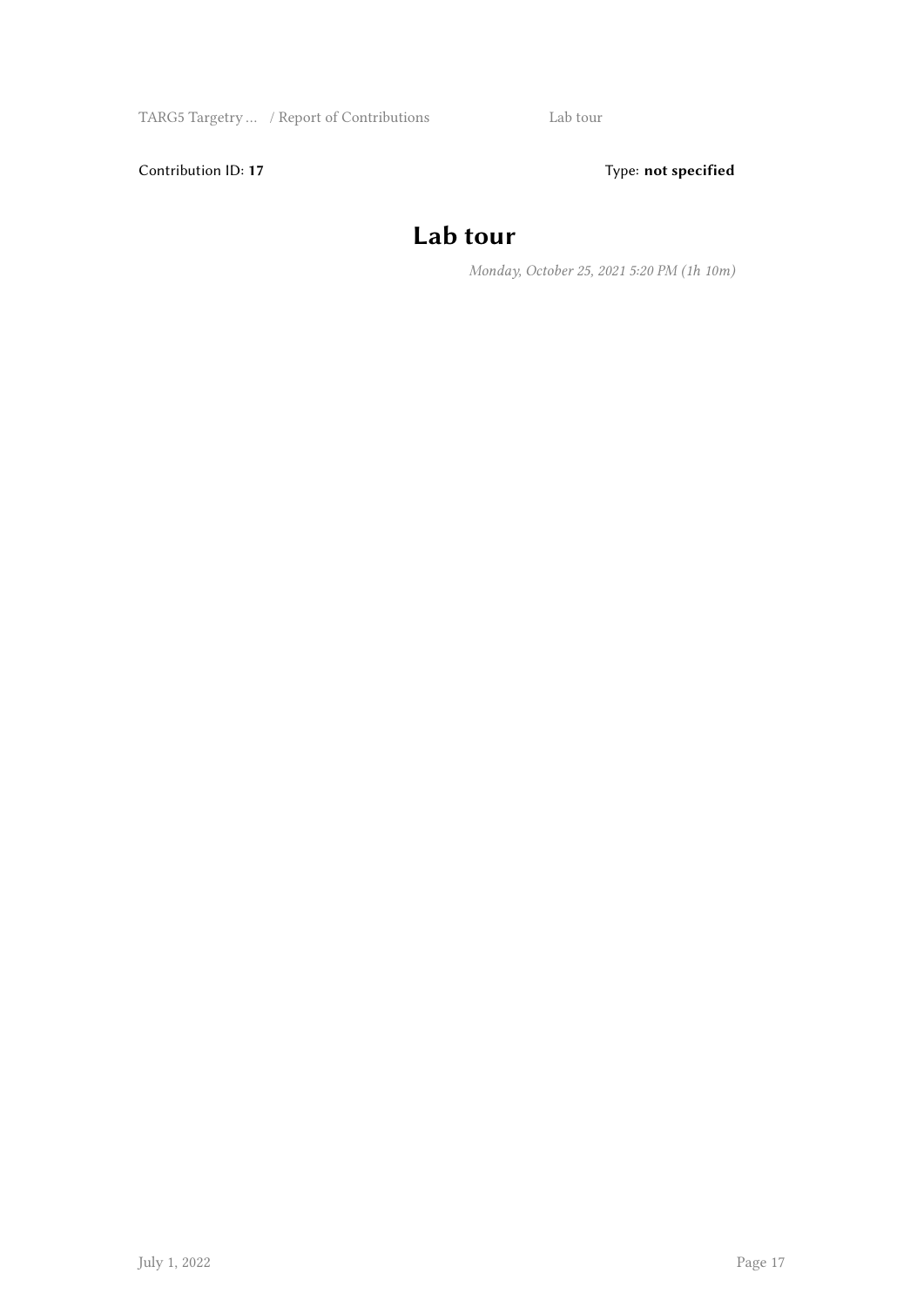Contribution ID: **17** Type: **not specified**

# Lab tour

*Monday, October 25, 2021 5:20 PM (1h 10m)*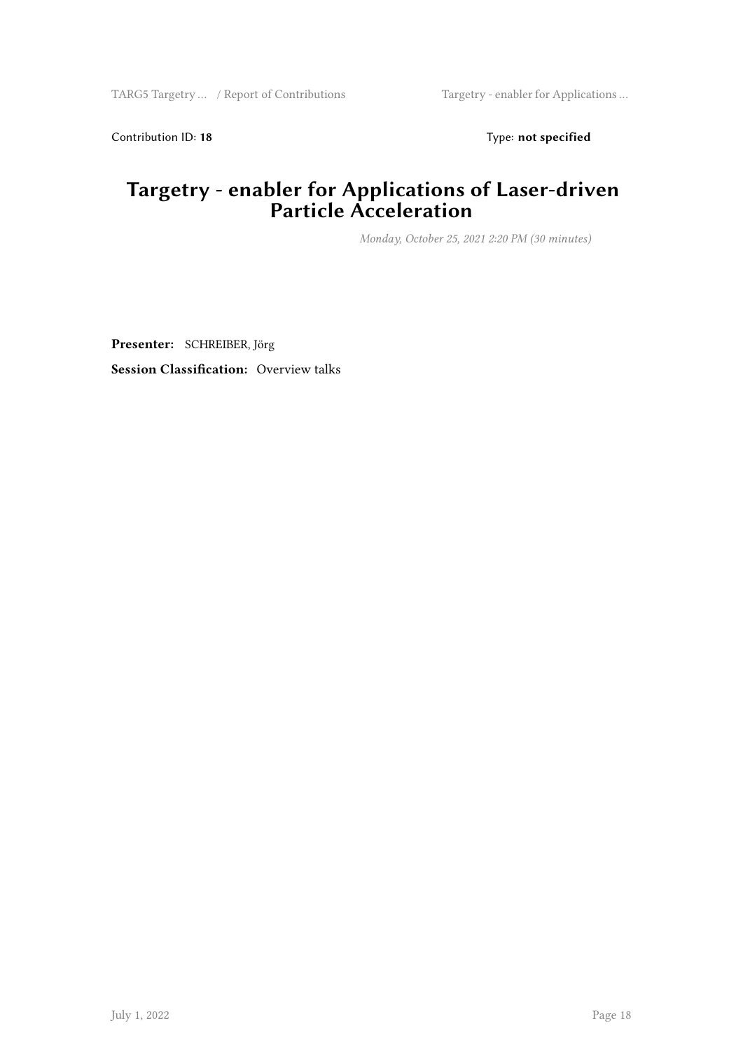Contribution ID: **18** Type: **not specified**

# Targetry - enabler for Applications of Laser-driven Particle Acceleration

*Monday, October 25, 2021 2:20 PM (30 minutes)*

**Presenter:** SCHREIBER, Jörg

**Session Classification:** Overview talks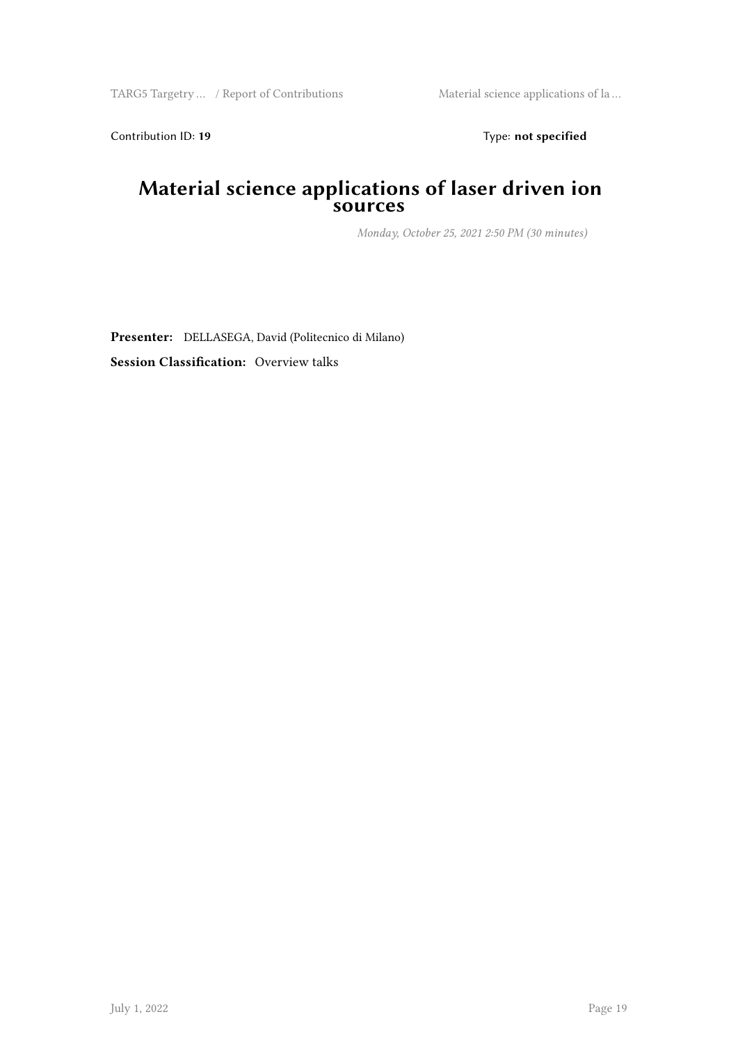Contribution ID: **19** Type: **not specified**

# Material science applications of laser driven ion sources

*Monday, October 25, 2021 2:50 PM (30 minutes)*

**Presenter:** DELLASEGA, David (Politecnico di Milano)

**Session Classification:** Overview talks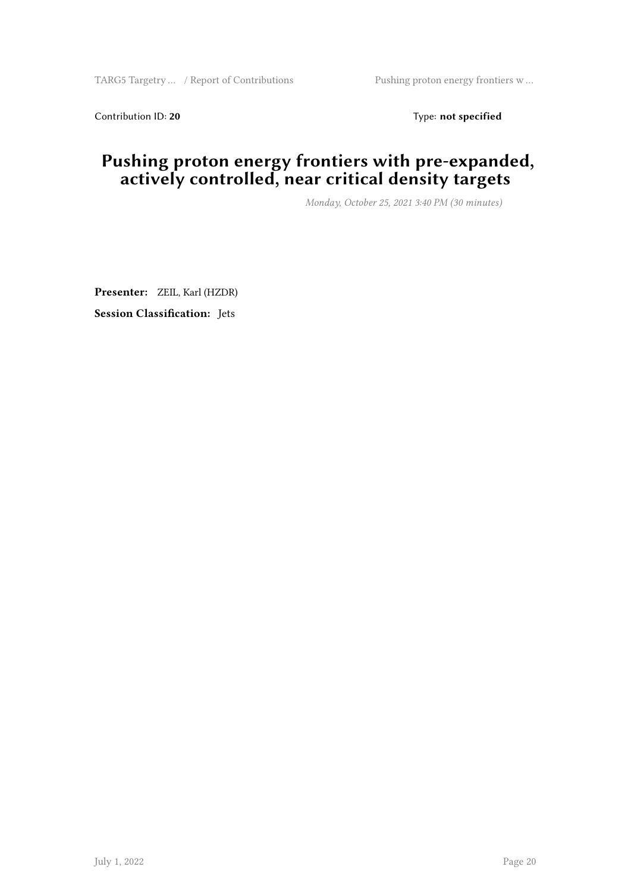Contribution ID: **20** Type: **not specified**

# Pushing proton energy frontiers with pre-expanded, actively controlled, near critical density targets

*Monday, October 25, 2021 3:40 PM (30 minutes)*

**Presenter:** ZEIL, Karl (HZDR)

**Session Classification:** Jets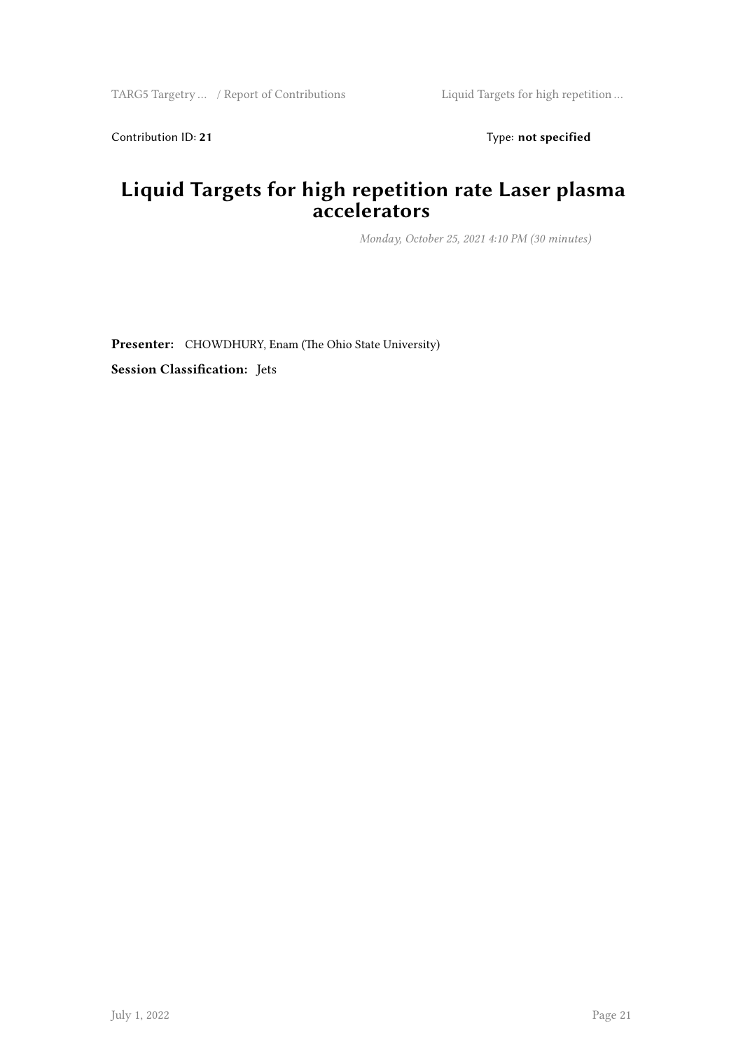Contribution ID: **21** Type: **not specified**

# Liquid Targets for high repetition rate Laser plasma accelerators

*Monday, October 25, 2021 4:10 PM (30 minutes)*

**Presenter:** CHOWDHURY, Enam (The Ohio State University)

**Session Classification:** Jets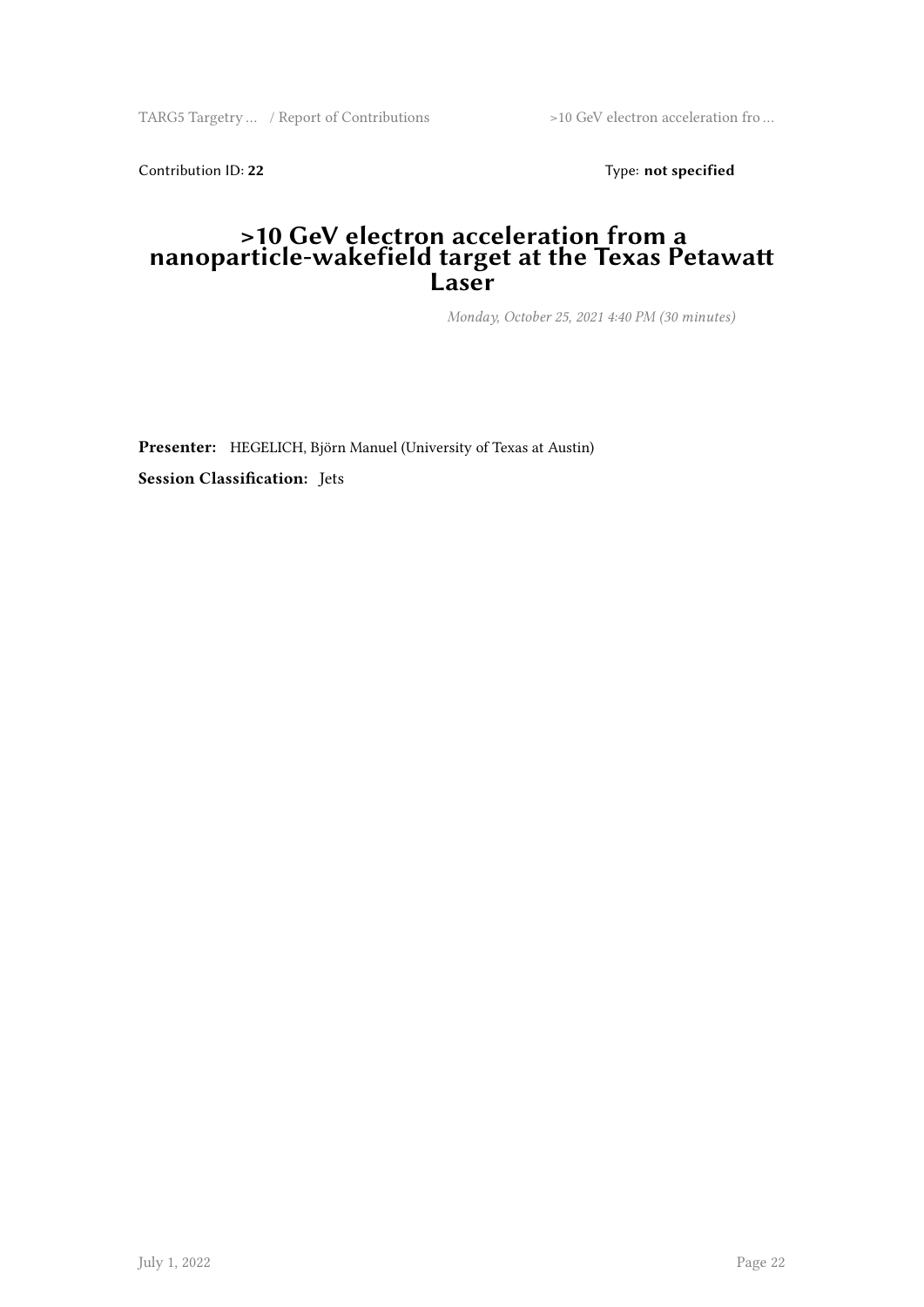Contribution ID: **22** Type: **not specified**

# >10 GeV electron acceleration from a nanoparticle-wakefield target at the Texas Petawatt Laser

*Monday, October 25, 2021 4:40 PM (30 minutes)*

**Presenter:** HEGELICH, Björn Manuel (University of Texas at Austin)

**Session Classification:** Jets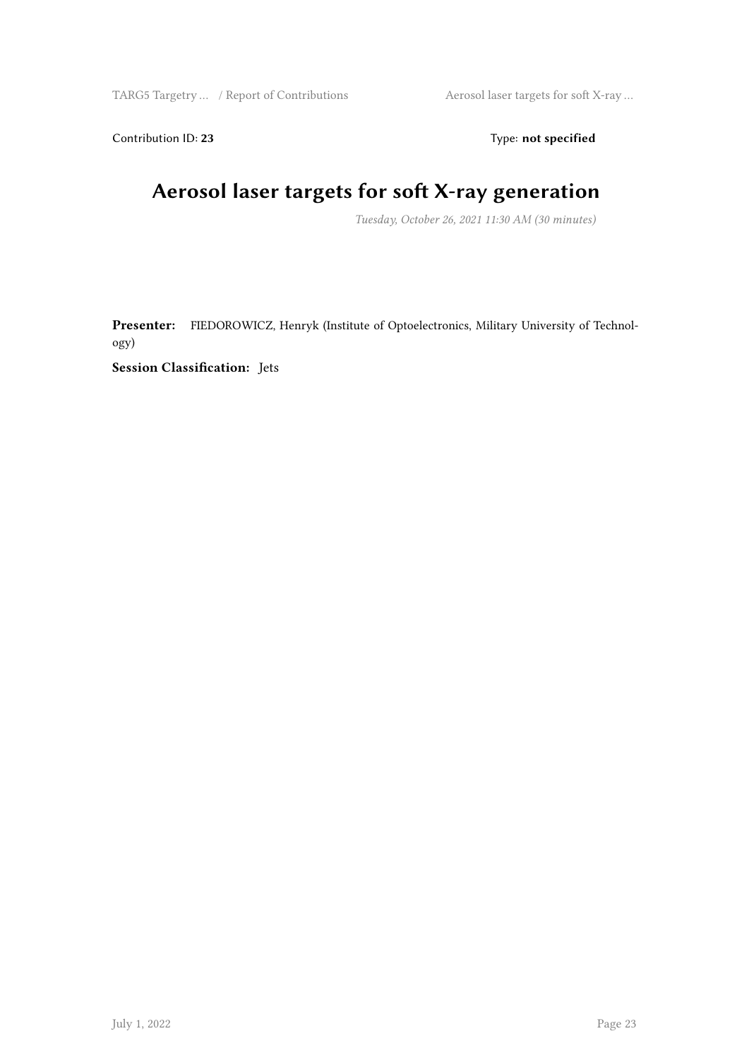Contribution ID: **23** Type: **not specified**

# Aerosol laser targets for soft X-ray generation

*Tuesday, October 26, 2021 11:30 AM (30 minutes)*

**Presenter:** FIEDOROWICZ, Henryk (Institute of Optoelectronics, Military University of Technology)

**Session Classification:** Jets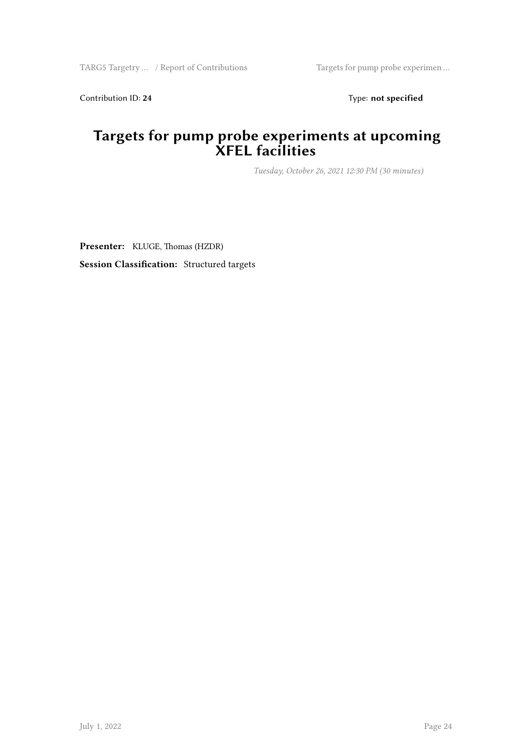Contribution ID: **24** Type: **not specified**

# Targets for pump probe experiments at upcoming XFEL facilities

*Tuesday, October 26, 2021 12:30 PM (30 minutes)*

**Presenter:** KLUGE, Thomas (HZDR)

**Session Classification:** Structured targets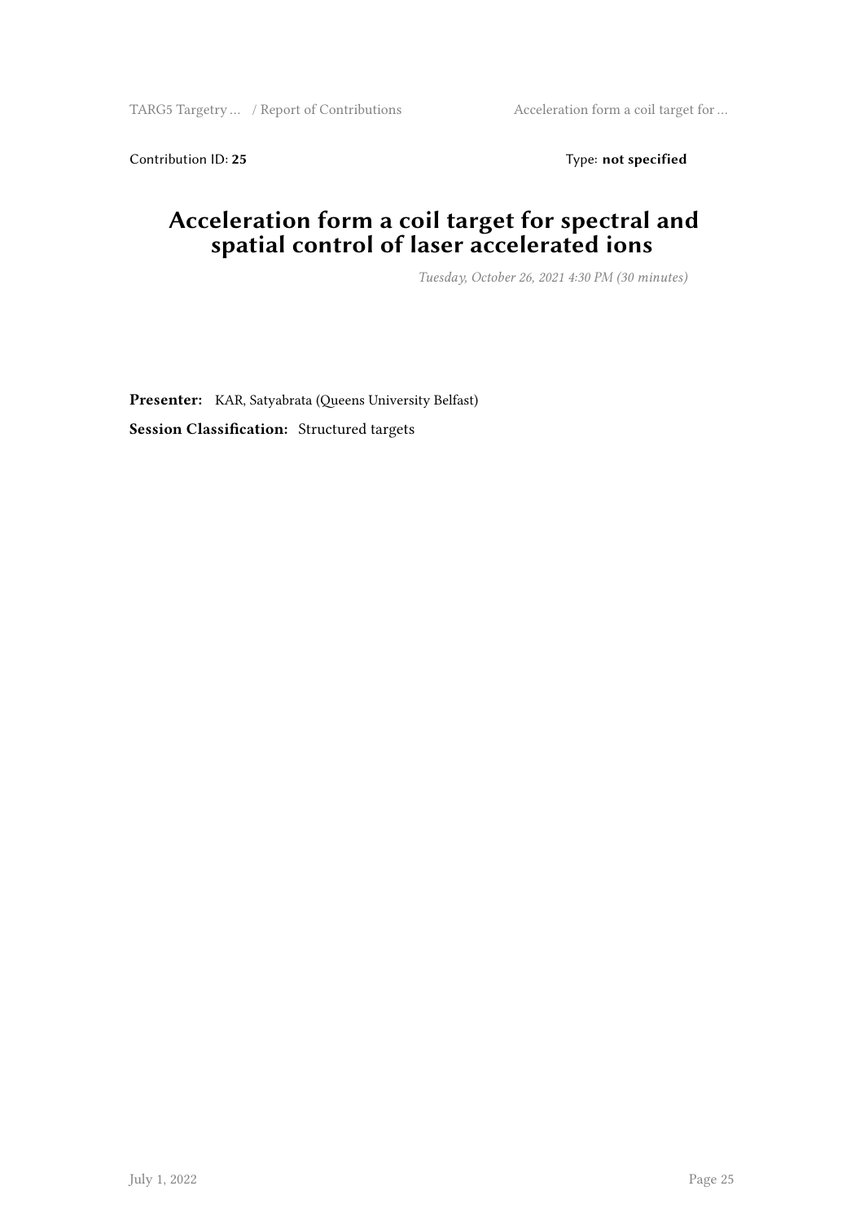Contribution ID: **25** Type: **not specified**

# Acceleration form a coil target for spectral and spatial control of laser accelerated ions

*Tuesday, October 26, 2021 4:30 PM (30 minutes)*

**Presenter:** KAR, Satyabrata (Queens University Belfast)

**Session Classification:** Structured targets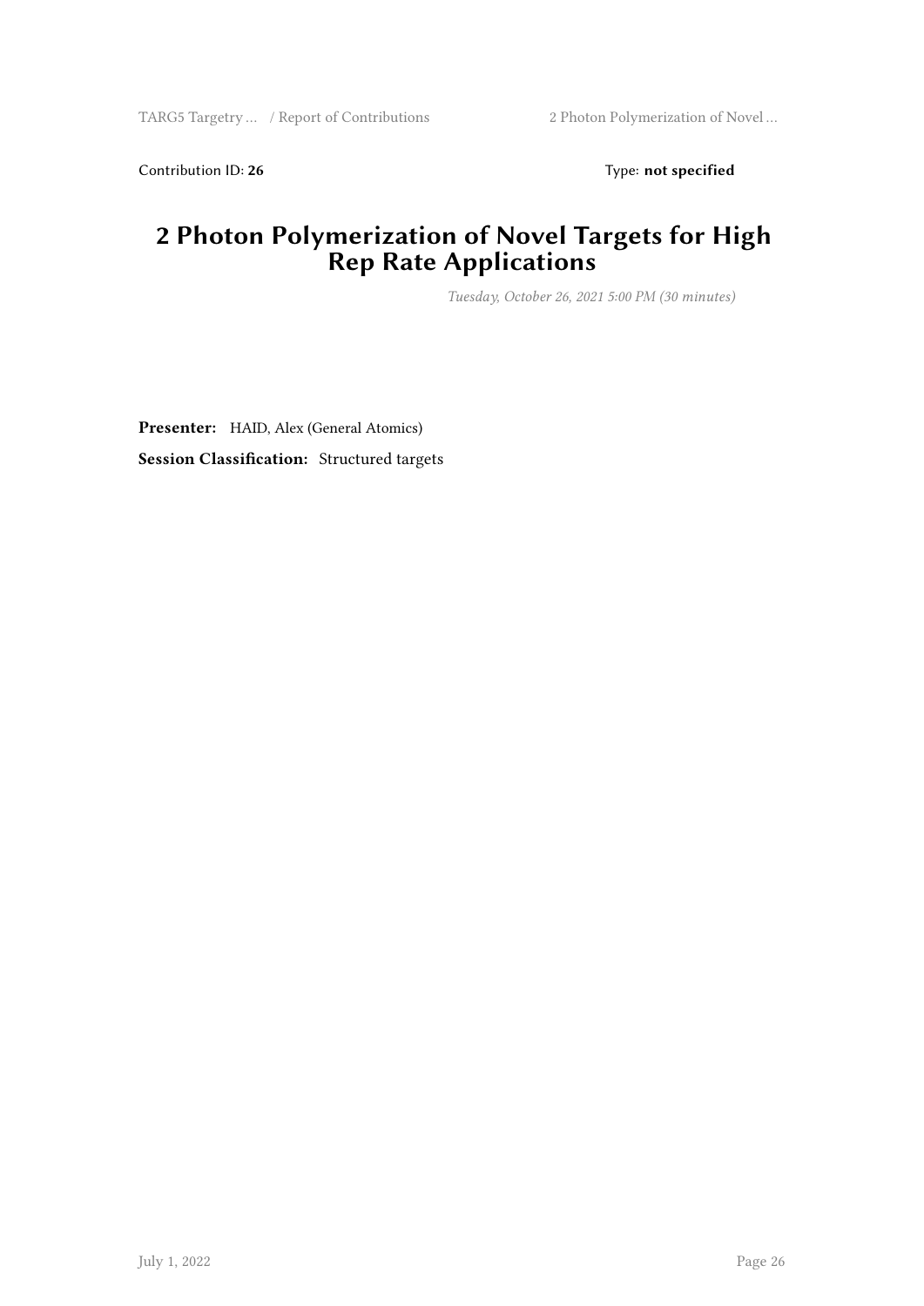Contribution ID: **26** Type: **not specified**

# 2 Photon Polymerization of Novel Targets for High Rep Rate Applications

*Tuesday, October 26, 2021 5:00 PM (30 minutes)*

**Presenter:** HAID, Alex (General Atomics)

**Session Classification:** Structured targets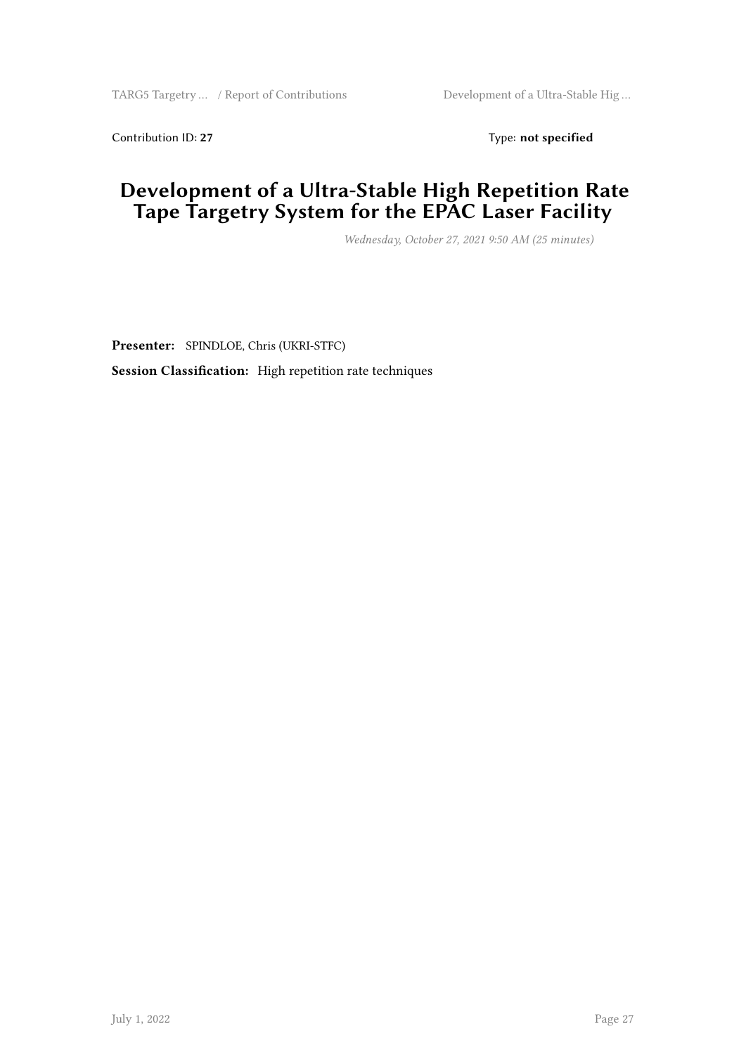Contribution ID: **27** Type: **not specified**

# Development of a Ultra-Stable High Repetition Rate Tape Targetry System for the EPAC Laser Facility

*Wednesday, October 27, 2021 9:50 AM (25 minutes)*

**Presenter:** SPINDLOE, Chris (UKRI-STFC)

**Session Classification:** High repetition rate techniques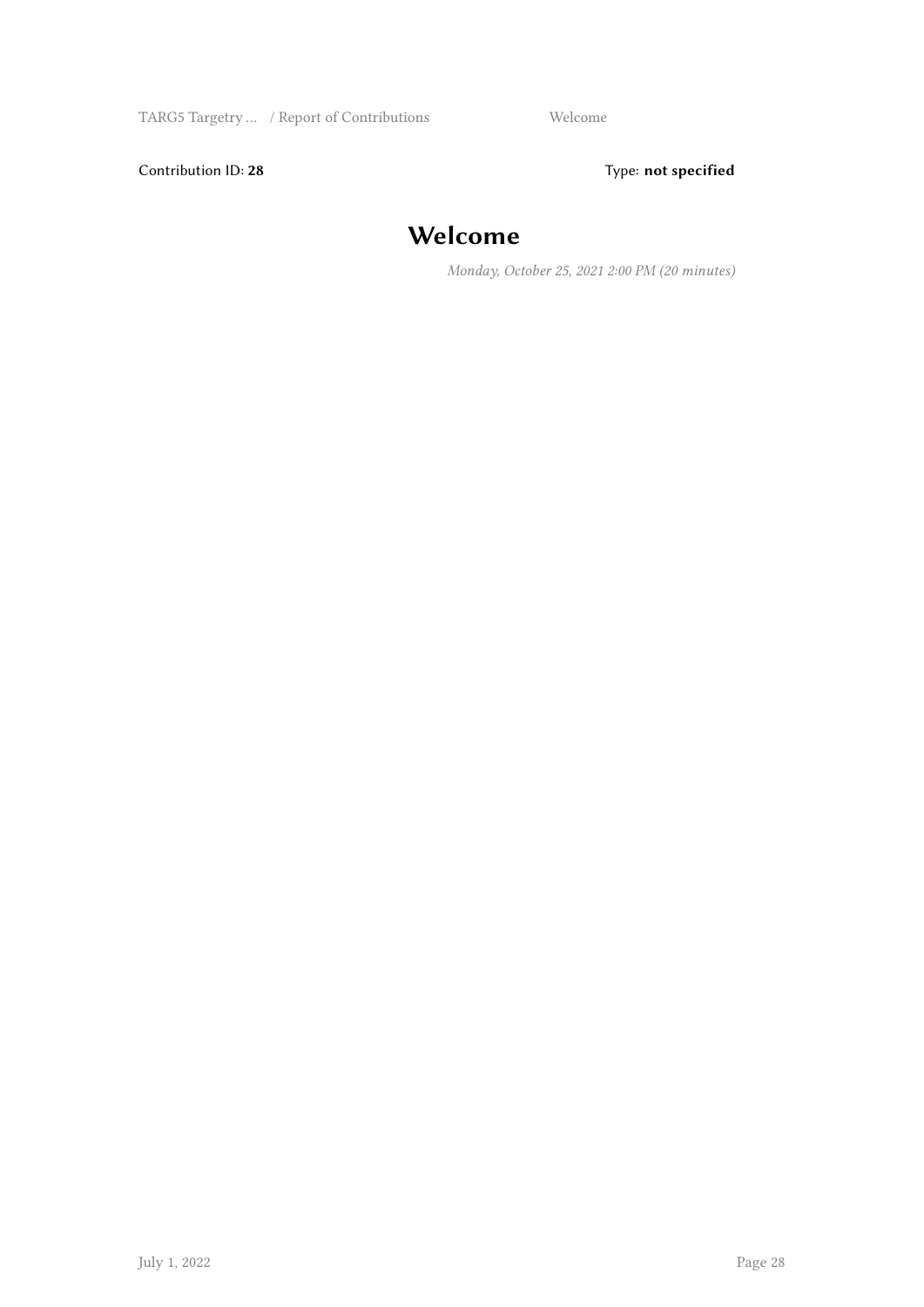Contribution ID: **28** Type: **not specified**

# Welcome

*Monday, October 25, 2021 2:00 PM (20 minutes)*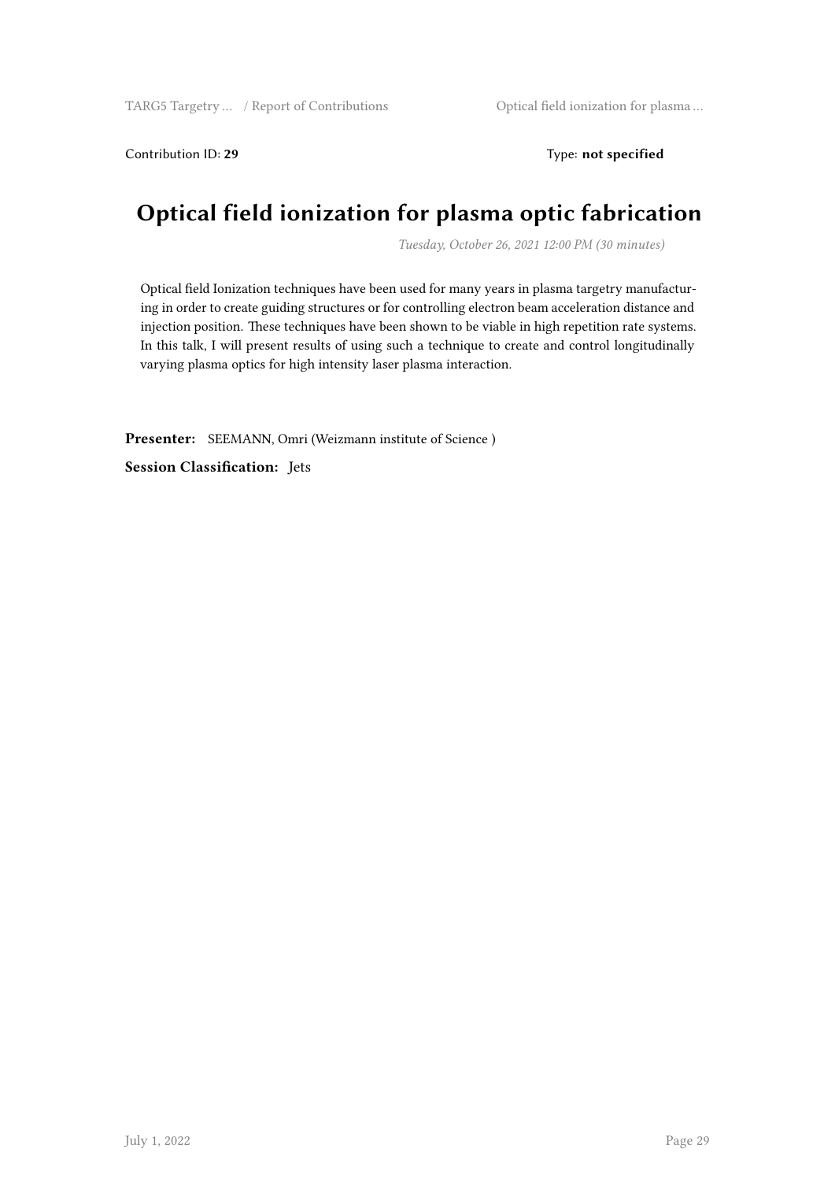Contribution ID: **29**    Type: **not specified**

# Optical field ionization for plasma optic fabrication

*Tuesday, October 26, 2021 12:00 PM (30 minutes)*

Optical field Ionization techniques have been used for many years in plasma targetry manufacturing in order to create guiding structures or for controlling electron beam acceleration distance and injection position. These techniques have been shown to be viable in high repetition rate systems. In this talk, I will present results of using such a technique to create and control longitudinally varying plasma optics for high intensity laser plasma interaction.

**Presenter:** SEEMANN, Omri (Weizmann institute of Science )

**Session Classification:** Jets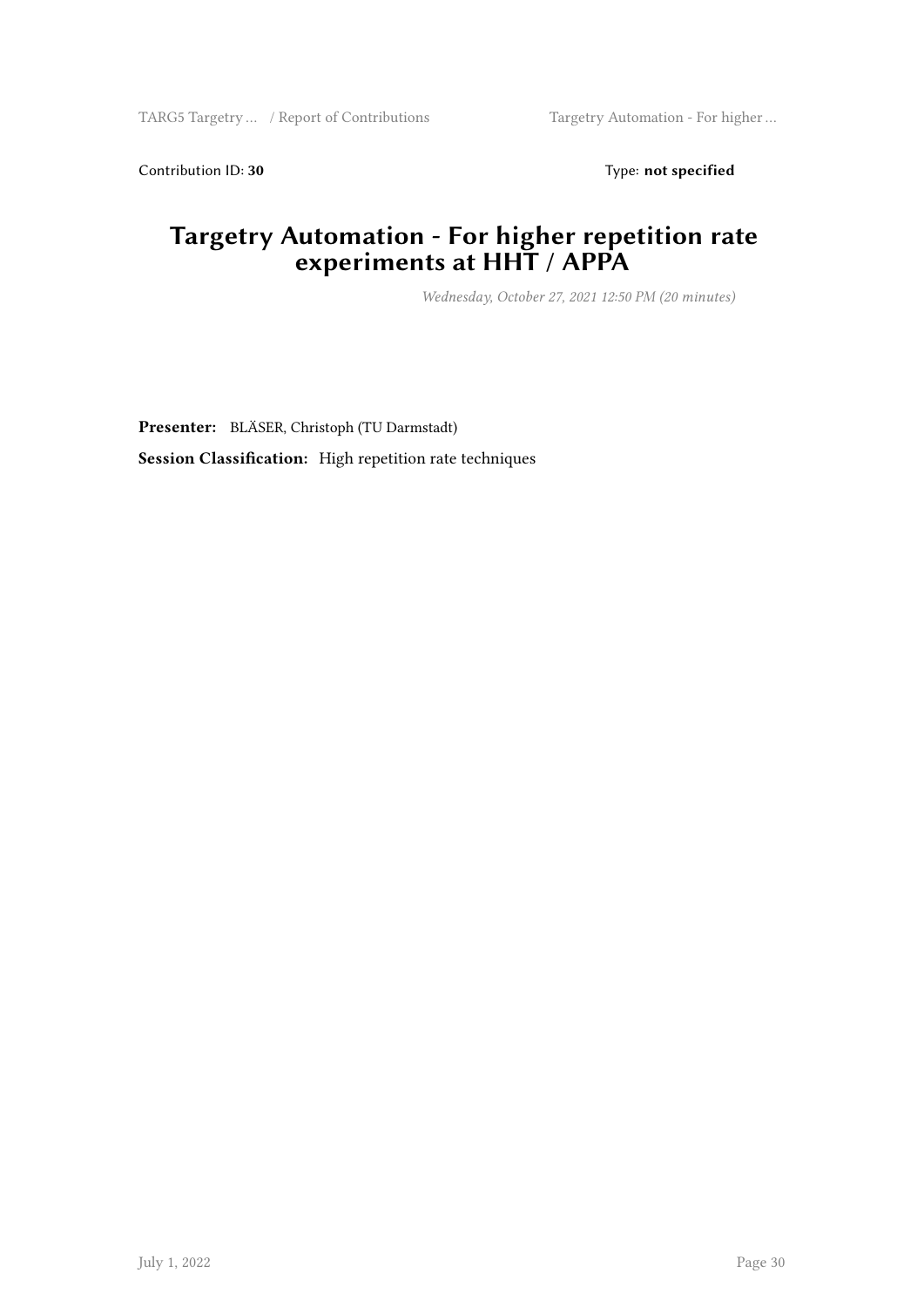Contribution ID: **30** Type: **not specified**

# Targetry Automation - For higher repetition rate experiments at HHT / APPA

*Wednesday, October 27, 2021 12:50 PM (20 minutes)*

**Presenter:** BLÄSER, Christoph (TU Darmstadt)

**Session Classification:** High repetition rate techniques